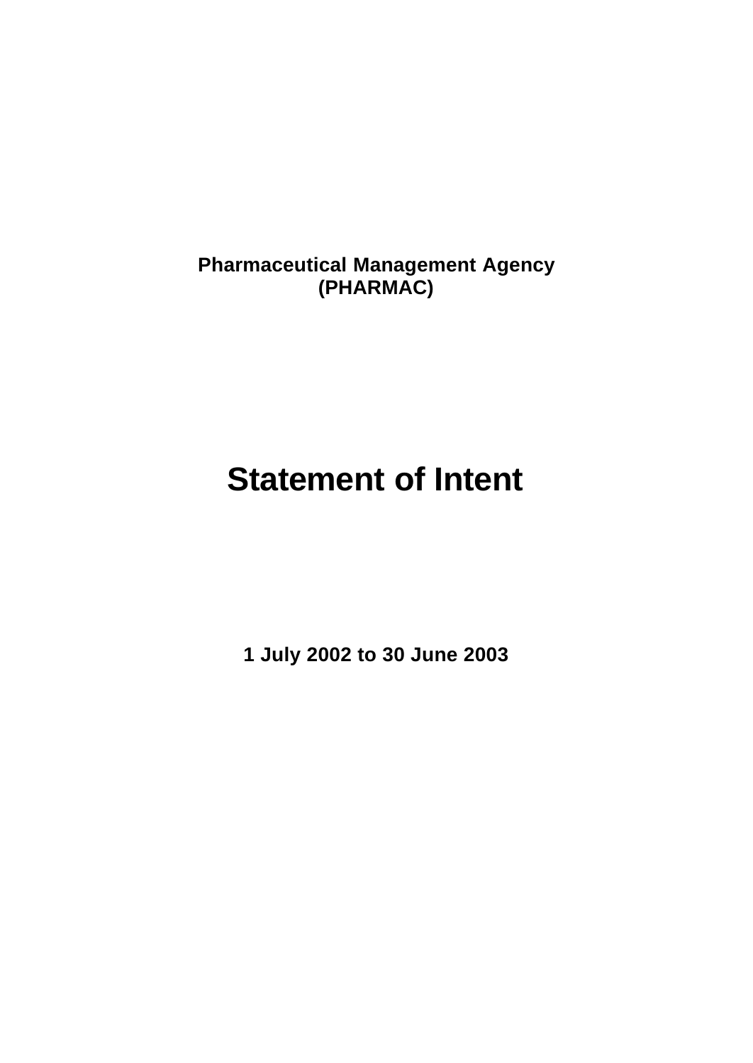**Pharmaceutical Management Agency**
**(PHARMAC)**

# Statement of Intent

**1 July 2002 to 30 June 2003**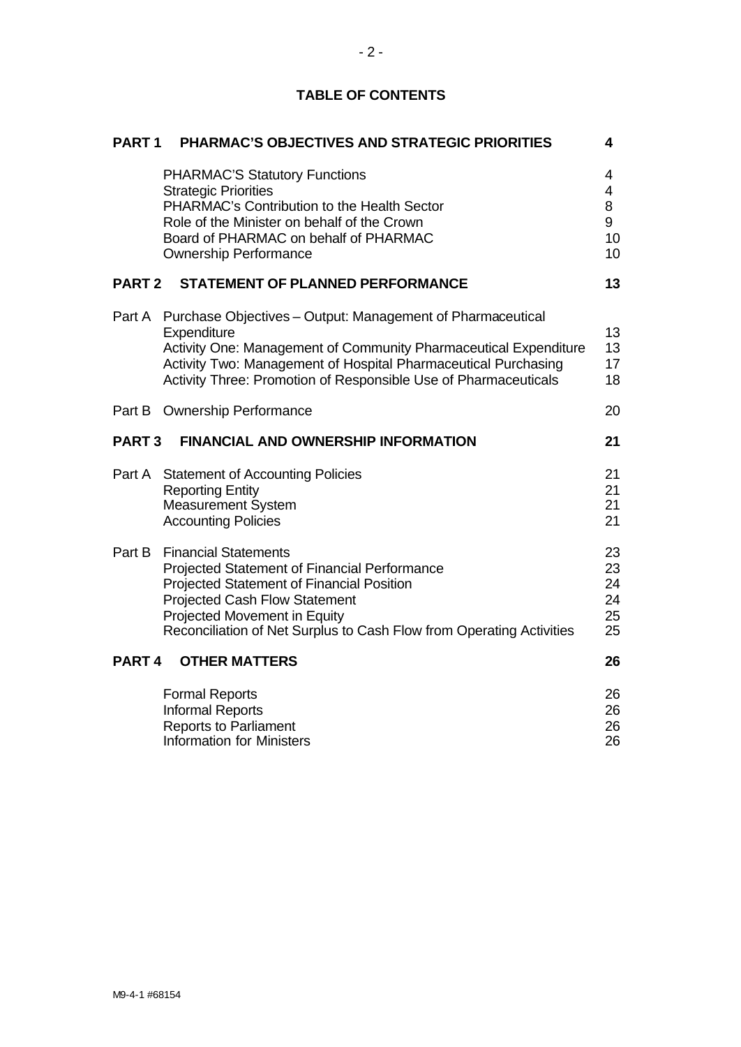**TABLE OF CONTENTS**

| | | |
|---|---|---|
| **PART 1** | **PHARMAC'S OBJECTIVES AND STRATEGIC PRIORITIES** | **4** |
| | PHARMAC'S Statutory Functions | 4 |
| | Strategic Priorities | 4 |
| | PHARMAC's Contribution to the Health Sector | 8 |
| | Role of the Minister on behalf of the Crown | 9 |
| | Board of PHARMAC on behalf of PHARMAC | 10 |
| | Ownership Performance | 10 |
| **PART 2** | **STATEMENT OF PLANNED PERFORMANCE** | **13** |
| Part A | Purchase Objectives – Output: Management of Pharmaceutical Expenditure | 13 |
| | Activity One: Management of Community Pharmaceutical Expenditure | 13 |
| | Activity Two: Management of Hospital Pharmaceutical Purchasing | 17 |
| | Activity Three: Promotion of Responsible Use of Pharmaceuticals | 18 |
| Part B | Ownership Performance | 20 |
| **PART 3** | **FINANCIAL AND OWNERSHIP INFORMATION** | **21** |
| Part A | Statement of Accounting Policies | 21 |
| | Reporting Entity | 21 |
| | Measurement System | 21 |
| | Accounting Policies | 21 |
| Part B | Financial Statements | 23 |
| | Projected Statement of Financial Performance | 23 |
| | Projected Statement of Financial Position | 24 |
| | Projected Cash Flow Statement | 24 |
| | Projected Movement in Equity | 25 |
| | Reconciliation of Net Surplus to Cash Flow from Operating Activities | 25 |
| **PART 4** | **OTHER MATTERS** | **26** |
| | Formal Reports | 26 |
| | Informal Reports | 26 |
| | Reports to Parliament | 26 |
| | Information for Ministers | 26 |

M9-4-1 #68154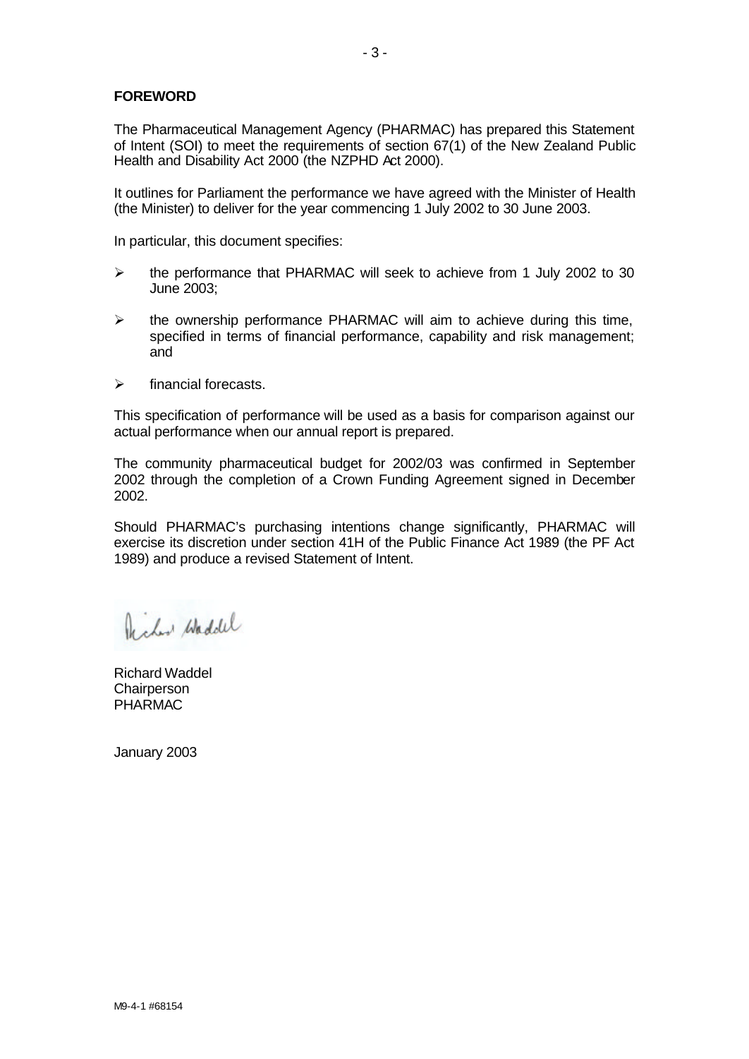## FOREWORD

The Pharmaceutical Management Agency (PHARMAC) has prepared this Statement of Intent (SOI) to meet the requirements of section 67(1) of the New Zealand Public Health and Disability Act 2000 (the NZPHD Act 2000).

It outlines for Parliament the performance we have agreed with the Minister of Health (the Minister) to deliver for the year commencing 1 July 2002 to 30 June 2003.

In particular, this document specifies:

- the performance that PHARMAC will seek to achieve from 1 July 2002 to 30 June 2003;
- the ownership performance PHARMAC will aim to achieve during this time, specified in terms of financial performance, capability and risk management; and
- financial forecasts.

This specification of performance will be used as a basis for comparison against our actual performance when our annual report is prepared.

The community pharmaceutical budget for 2002/03 was confirmed in September 2002 through the completion of a Crown Funding Agreement signed in December 2002.

Should PHARMAC's purchasing intentions change significantly, PHARMAC will exercise its discretion under section 41H of the Public Finance Act 1989 (the PF Act 1989) and produce a revised Statement of Intent.

Richard Waddel
Chairperson
PHARMAC

January 2003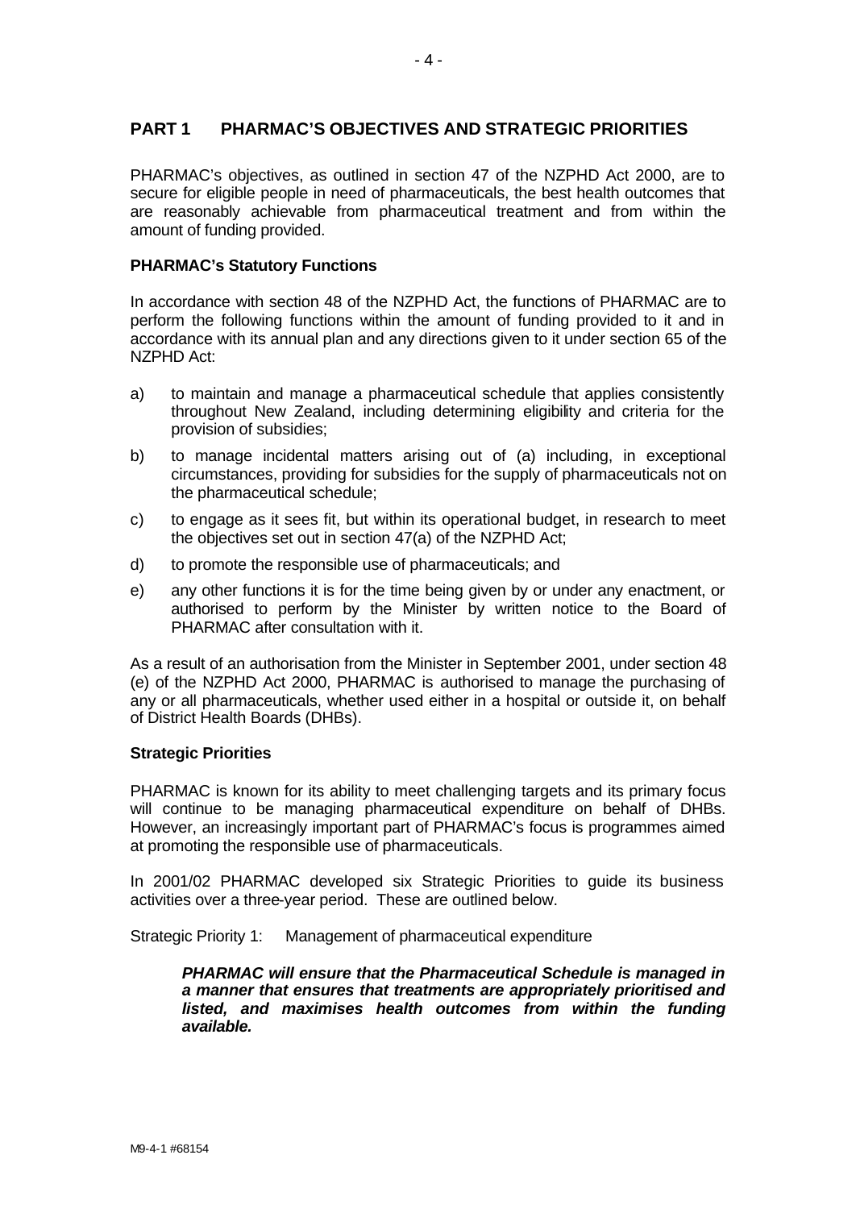## PART 1 PHARMAC'S OBJECTIVES AND STRATEGIC PRIORITIES

PHARMAC's objectives, as outlined in section 47 of the NZPHD Act 2000, are to secure for eligible people in need of pharmaceuticals, the best health outcomes that are reasonably achievable from pharmaceutical treatment and from within the amount of funding provided.

### PHARMAC's Statutory Functions

In accordance with section 48 of the NZPHD Act, the functions of PHARMAC are to perform the following functions within the amount of funding provided to it and in accordance with its annual plan and any directions given to it under section 65 of the NZPHD Act:

a) to maintain and manage a pharmaceutical schedule that applies consistently throughout New Zealand, including determining eligibility and criteria for the provision of subsidies;

b) to manage incidental matters arising out of (a) including, in exceptional circumstances, providing for subsidies for the supply of pharmaceuticals not on the pharmaceutical schedule;

c) to engage as it sees fit, but within its operational budget, in research to meet the objectives set out in section 47(a) of the NZPHD Act;

d) to promote the responsible use of pharmaceuticals; and

e) any other functions it is for the time being given by or under any enactment, or authorised to perform by the Minister by written notice to the Board of PHARMAC after consultation with it.

As a result of an authorisation from the Minister in September 2001, under section 48 (e) of the NZPHD Act 2000, PHARMAC is authorised to manage the purchasing of any or all pharmaceuticals, whether used either in a hospital or outside it, on behalf of District Health Boards (DHBs).

### Strategic Priorities

PHARMAC is known for its ability to meet challenging targets and its primary focus will continue to be managing pharmaceutical expenditure on behalf of DHBs. However, an increasingly important part of PHARMAC's focus is programmes aimed at promoting the responsible use of pharmaceuticals.

In 2001/02 PHARMAC developed six Strategic Priorities to guide its business activities over a three-year period. These are outlined below.

Strategic Priority 1: Management of pharmaceutical expenditure

> ***PHARMAC will ensure that the Pharmaceutical Schedule is managed in a manner that ensures that treatments are appropriately prioritised and listed, and maximises health outcomes from within the funding available.***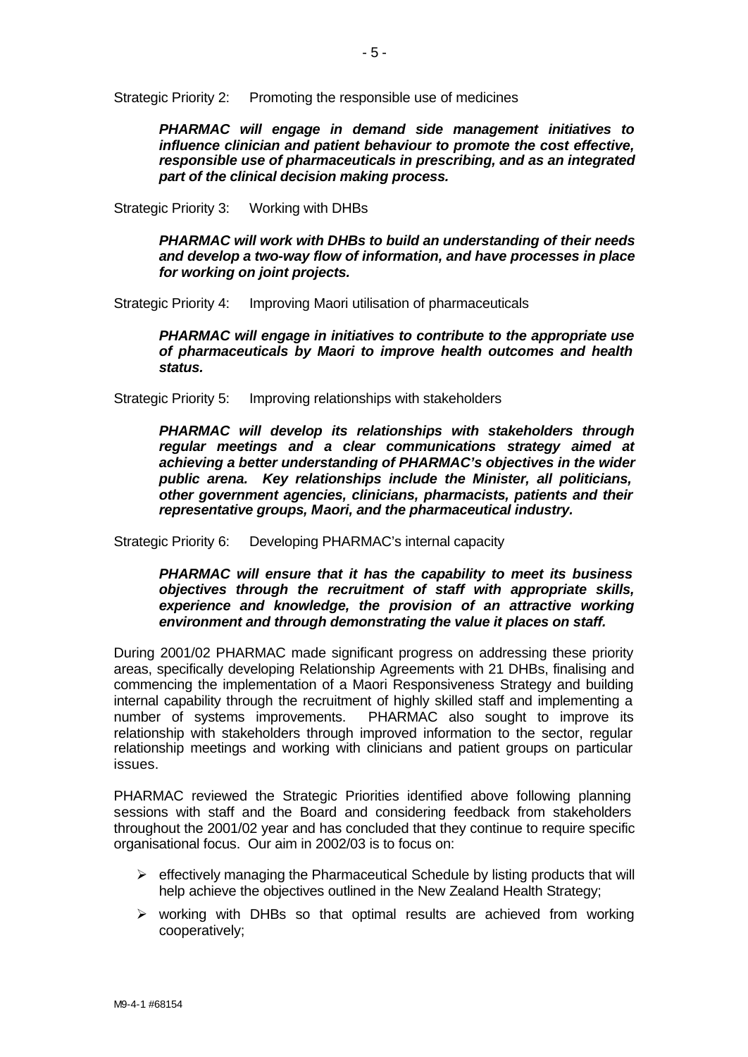Strategic Priority 2: Promoting the responsible use of medicines

> ***PHARMAC will engage in demand side management initiatives to influence clinician and patient behaviour to promote the cost effective, responsible use of pharmaceuticals in prescribing, and as an integrated part of the clinical decision making process.***

Strategic Priority 3: Working with DHBs

> ***PHARMAC will work with DHBs to build an understanding of their needs and develop a two-way flow of information, and have processes in place for working on joint projects.***

Strategic Priority 4: Improving Maori utilisation of pharmaceuticals

> ***PHARMAC will engage in initiatives to contribute to the appropriate use of pharmaceuticals by Maori to improve health outcomes and health status.***

Strategic Priority 5: Improving relationships with stakeholders

> ***PHARMAC will develop its relationships with stakeholders through regular meetings and a clear communications strategy aimed at achieving a better understanding of PHARMAC's objectives in the wider public arena. Key relationships include the Minister, all politicians, other government agencies, clinicians, pharmacists, patients and their representative groups, Maori, and the pharmaceutical industry.***

Strategic Priority 6: Developing PHARMAC's internal capacity

> ***PHARMAC will ensure that it has the capability to meet its business objectives through the recruitment of staff with appropriate skills, experience and knowledge, the provision of an attractive working environment and through demonstrating the value it places on staff.***

During 2001/02 PHARMAC made significant progress on addressing these priority areas, specifically developing Relationship Agreements with 21 DHBs, finalising and commencing the implementation of a Maori Responsiveness Strategy and building internal capability through the recruitment of highly skilled staff and implementing a number of systems improvements. PHARMAC also sought to improve its relationship with stakeholders through improved information to the sector, regular relationship meetings and working with clinicians and patient groups on particular issues.

PHARMAC reviewed the Strategic Priorities identified above following planning sessions with staff and the Board and considering feedback from stakeholders throughout the 2001/02 year and has concluded that they continue to require specific organisational focus. Our aim in 2002/03 is to focus on:

- effectively managing the Pharmaceutical Schedule by listing products that will help achieve the objectives outlined in the New Zealand Health Strategy;
- working with DHBs so that optimal results are achieved from working cooperatively;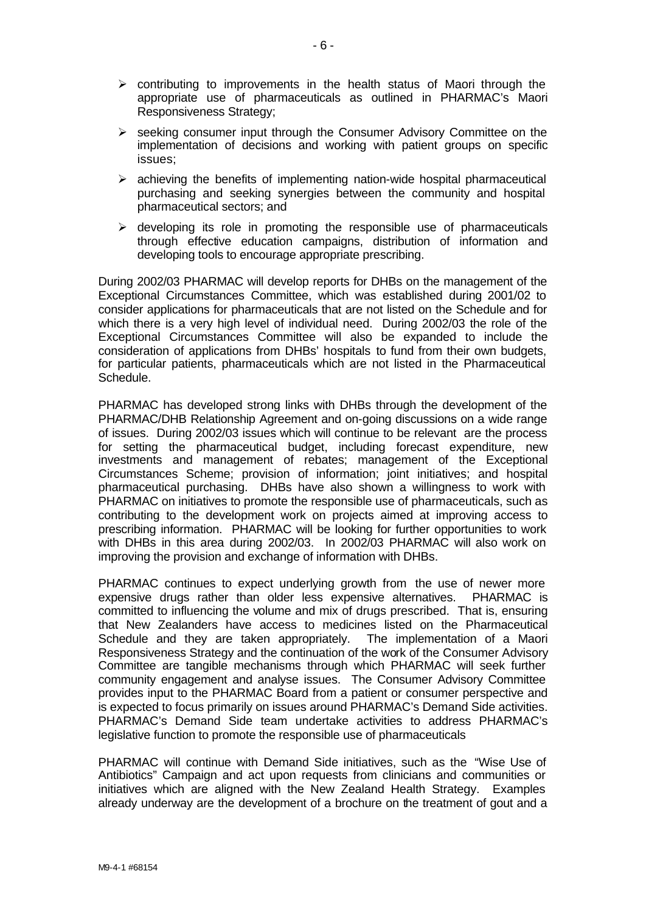- contributing to improvements in the health status of Maori through the appropriate use of pharmaceuticals as outlined in PHARMAC's Maori Responsiveness Strategy;
- seeking consumer input through the Consumer Advisory Committee on the implementation of decisions and working with patient groups on specific issues;
- achieving the benefits of implementing nation-wide hospital pharmaceutical purchasing and seeking synergies between the community and hospital pharmaceutical sectors; and
- developing its role in promoting the responsible use of pharmaceuticals through effective education campaigns, distribution of information and developing tools to encourage appropriate prescribing.

During 2002/03 PHARMAC will develop reports for DHBs on the management of the Exceptional Circumstances Committee, which was established during 2001/02 to consider applications for pharmaceuticals that are not listed on the Schedule and for which there is a very high level of individual need. During 2002/03 the role of the Exceptional Circumstances Committee will also be expanded to include the consideration of applications from DHBs' hospitals to fund from their own budgets, for particular patients, pharmaceuticals which are not listed in the Pharmaceutical Schedule.

PHARMAC has developed strong links with DHBs through the development of the PHARMAC/DHB Relationship Agreement and on-going discussions on a wide range of issues. During 2002/03 issues which will continue to be relevant are the process for setting the pharmaceutical budget, including forecast expenditure, new investments and management of rebates; management of the Exceptional Circumstances Scheme; provision of information; joint initiatives; and hospital pharmaceutical purchasing. DHBs have also shown a willingness to work with PHARMAC on initiatives to promote the responsible use of pharmaceuticals, such as contributing to the development work on projects aimed at improving access to prescribing information. PHARMAC will be looking for further opportunities to work with DHBs in this area during 2002/03. In 2002/03 PHARMAC will also work on improving the provision and exchange of information with DHBs.

PHARMAC continues to expect underlying growth from the use of newer more expensive drugs rather than older less expensive alternatives. PHARMAC is committed to influencing the volume and mix of drugs prescribed. That is, ensuring that New Zealanders have access to medicines listed on the Pharmaceutical Schedule and they are taken appropriately. The implementation of a Maori Responsiveness Strategy and the continuation of the work of the Consumer Advisory Committee are tangible mechanisms through which PHARMAC will seek further community engagement and analyse issues. The Consumer Advisory Committee provides input to the PHARMAC Board from a patient or consumer perspective and is expected to focus primarily on issues around PHARMAC's Demand Side activities. PHARMAC's Demand Side team undertake activities to address PHARMAC's legislative function to promote the responsible use of pharmaceuticals

PHARMAC will continue with Demand Side initiatives, such as the "Wise Use of Antibiotics" Campaign and act upon requests from clinicians and communities or initiatives which are aligned with the New Zealand Health Strategy. Examples already underway are the development of a brochure on the treatment of gout and a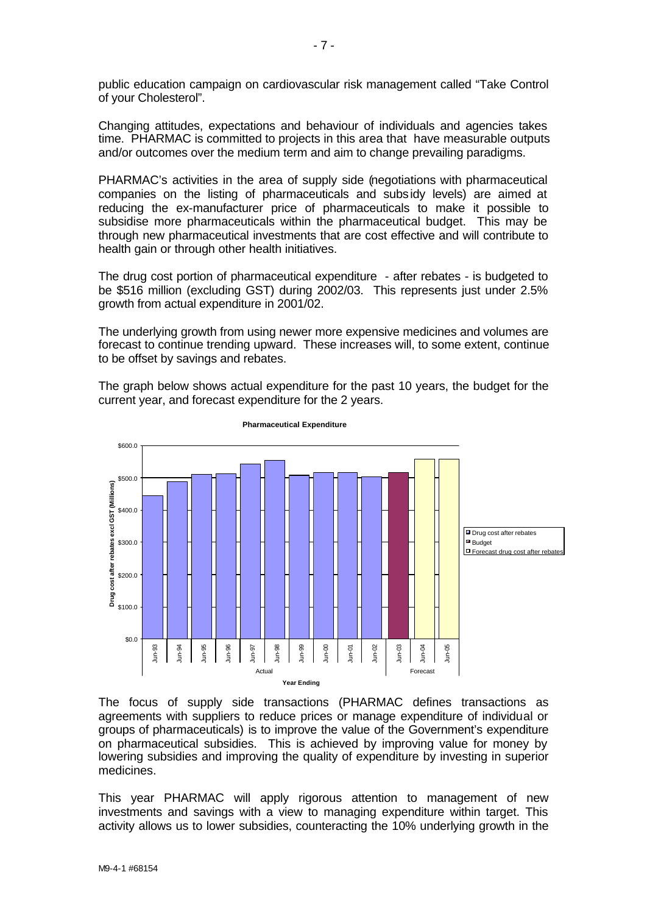public education campaign on cardiovascular risk management called "Take Control of your Cholesterol".

Changing attitudes, expectations and behaviour of individuals and agencies takes time. PHARMAC is committed to projects in this area that have measurable outputs and/or outcomes over the medium term and aim to change prevailing paradigms.

PHARMAC's activities in the area of supply side (negotiations with pharmaceutical companies on the listing of pharmaceuticals and subsidy levels) are aimed at reducing the ex-manufacturer price of pharmaceuticals to make it possible to subsidise more pharmaceuticals within the pharmaceutical budget. This may be through new pharmaceutical investments that are cost effective and will contribute to health gain or through other health initiatives.

The drug cost portion of pharmaceutical expenditure - after rebates - is budgeted to be $516 million (excluding GST) during 2002/03. This represents just under 2.5% growth from actual expenditure in 2001/02.

The underlying growth from using newer more expensive medicines and volumes are forecast to continue trending upward. These increases will, to some extent, continue to be offset by savings and rebates.

The graph below shows actual expenditure for the past 10 years, the budget for the current year, and forecast expenditure for the 2 years.

**Pharmaceutical Expenditure**

The focus of supply side transactions (PHARMAC defines transactions as agreements with suppliers to reduce prices or manage expenditure of individual or groups of pharmaceuticals) is to improve the value of the Government's expenditure on pharmaceutical subsidies. This is achieved by improving value for money by lowering subsidies and improving the quality of expenditure by investing in superior medicines.

This year PHARMAC will apply rigorous attention to management of new investments and savings with a view to managing expenditure within target. This activity allows us to lower subsidies, counteracting the 10% underlying growth in the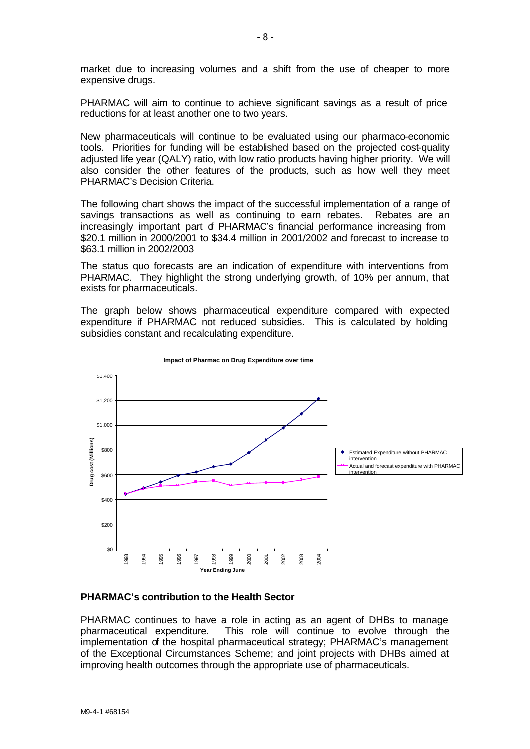market due to increasing volumes and a shift from the use of cheaper to more expensive drugs.

PHARMAC will aim to continue to achieve significant savings as a result of price reductions for at least another one to two years.

New pharmaceuticals will continue to be evaluated using our pharmaco-economic tools. Priorities for funding will be established based on the projected cost-quality adjusted life year (QALY) ratio, with low ratio products having higher priority. We will also consider the other features of the products, such as how well they meet PHARMAC's Decision Criteria.

The following chart shows the impact of the successful implementation of a range of savings transactions as well as continuing to earn rebates. Rebates are an increasingly important part of PHARMAC's financial performance increasing from $20.1 million in 2000/2001 to $34.4 million in 2001/2002 and forecast to increase to $63.1 million in 2002/2003

The status quo forecasts are an indication of expenditure with interventions from PHARMAC. They highlight the strong underlying growth, of 10% per annum, that exists for pharmaceuticals.

The graph below shows pharmaceutical expenditure compared with expected expenditure if PHARMAC not reduced subsidies. This is calculated by holding subsidies constant and recalculating expenditure.

**Impact of Pharmac on Drug Expenditure over time**

Drug cost (Millions) by Year Ending June — series: Estimated Expenditure without PHARMAC intervention; Actual and forecast expenditure with PHARMAC intervention

## PHARMAC's contribution to the Health Sector

PHARMAC continues to have a role in acting as an agent of DHBs to manage pharmaceutical expenditure. This role will continue to evolve through the implementation of the hospital pharmaceutical strategy; PHARMAC's management of the Exceptional Circumstances Scheme; and joint projects with DHBs aimed at improving health outcomes through the appropriate use of pharmaceuticals.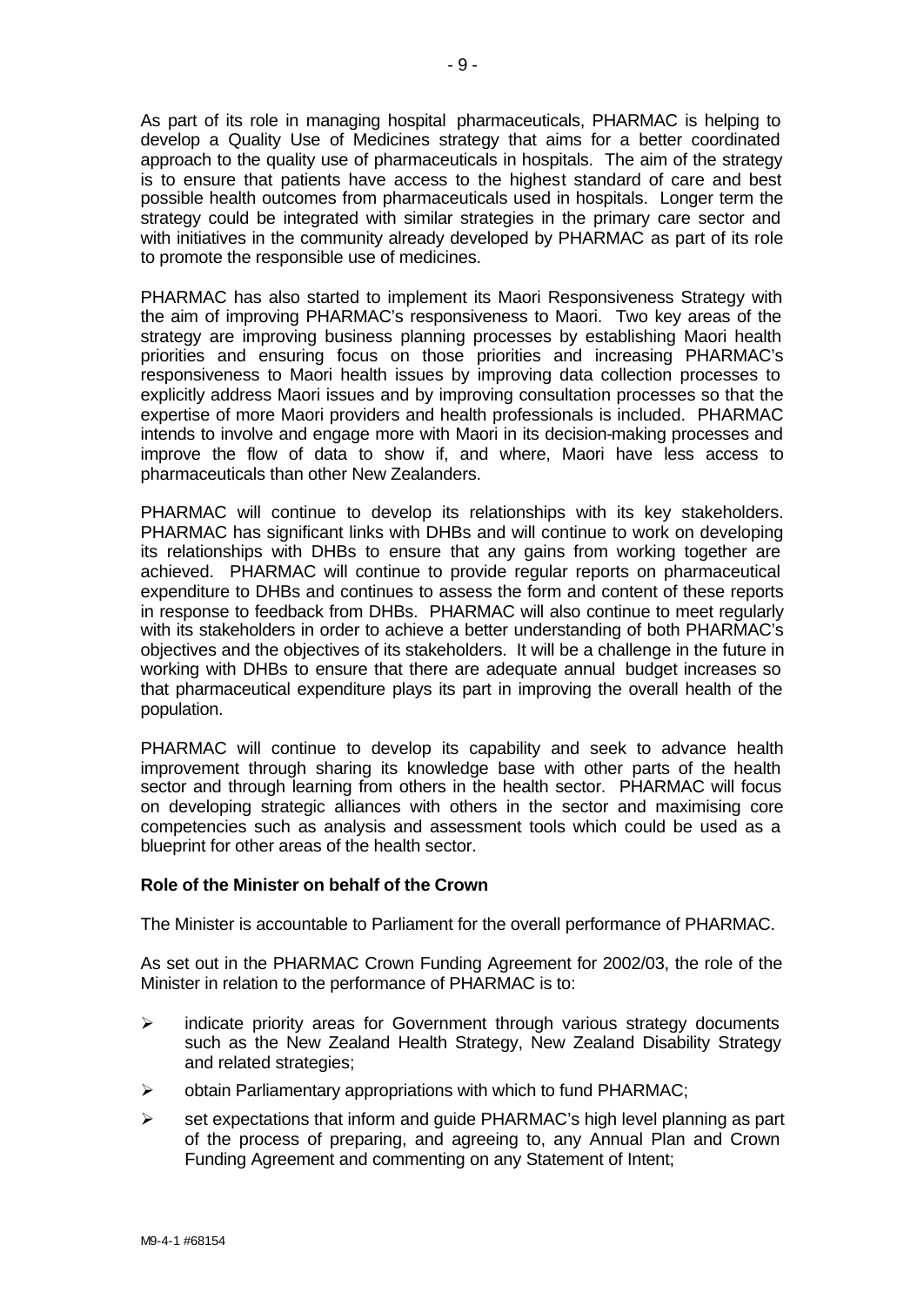As part of its role in managing hospital pharmaceuticals, PHARMAC is helping to develop a Quality Use of Medicines strategy that aims for a better coordinated approach to the quality use of pharmaceuticals in hospitals. The aim of the strategy is to ensure that patients have access to the highest standard of care and best possible health outcomes from pharmaceuticals used in hospitals. Longer term the strategy could be integrated with similar strategies in the primary care sector and with initiatives in the community already developed by PHARMAC as part of its role to promote the responsible use of medicines.

PHARMAC has also started to implement its Maori Responsiveness Strategy with the aim of improving PHARMAC's responsiveness to Maori. Two key areas of the strategy are improving business planning processes by establishing Maori health priorities and ensuring focus on those priorities and increasing PHARMAC's responsiveness to Maori health issues by improving data collection processes to explicitly address Maori issues and by improving consultation processes so that the expertise of more Maori providers and health professionals is included. PHARMAC intends to involve and engage more with Maori in its decision-making processes and improve the flow of data to show if, and where, Maori have less access to pharmaceuticals than other New Zealanders.

PHARMAC will continue to develop its relationships with its key stakeholders. PHARMAC has significant links with DHBs and will continue to work on developing its relationships with DHBs to ensure that any gains from working together are achieved. PHARMAC will continue to provide regular reports on pharmaceutical expenditure to DHBs and continues to assess the form and content of these reports in response to feedback from DHBs. PHARMAC will also continue to meet regularly with its stakeholders in order to achieve a better understanding of both PHARMAC's objectives and the objectives of its stakeholders. It will be a challenge in the future in working with DHBs to ensure that there are adequate annual budget increases so that pharmaceutical expenditure plays its part in improving the overall health of the population.

PHARMAC will continue to develop its capability and seek to advance health improvement through sharing its knowledge base with other parts of the health sector and through learning from others in the health sector. PHARMAC will focus on developing strategic alliances with others in the sector and maximising core competencies such as analysis and assessment tools which could be used as a blueprint for other areas of the health sector.

**Role of the Minister on behalf of the Crown**

The Minister is accountable to Parliament for the overall performance of PHARMAC.

As set out in the PHARMAC Crown Funding Agreement for 2002/03, the role of the Minister in relation to the performance of PHARMAC is to:

- indicate priority areas for Government through various strategy documents such as the New Zealand Health Strategy, New Zealand Disability Strategy and related strategies;
- obtain Parliamentary appropriations with which to fund PHARMAC;
- set expectations that inform and guide PHARMAC's high level planning as part of the process of preparing, and agreeing to, any Annual Plan and Crown Funding Agreement and commenting on any Statement of Intent;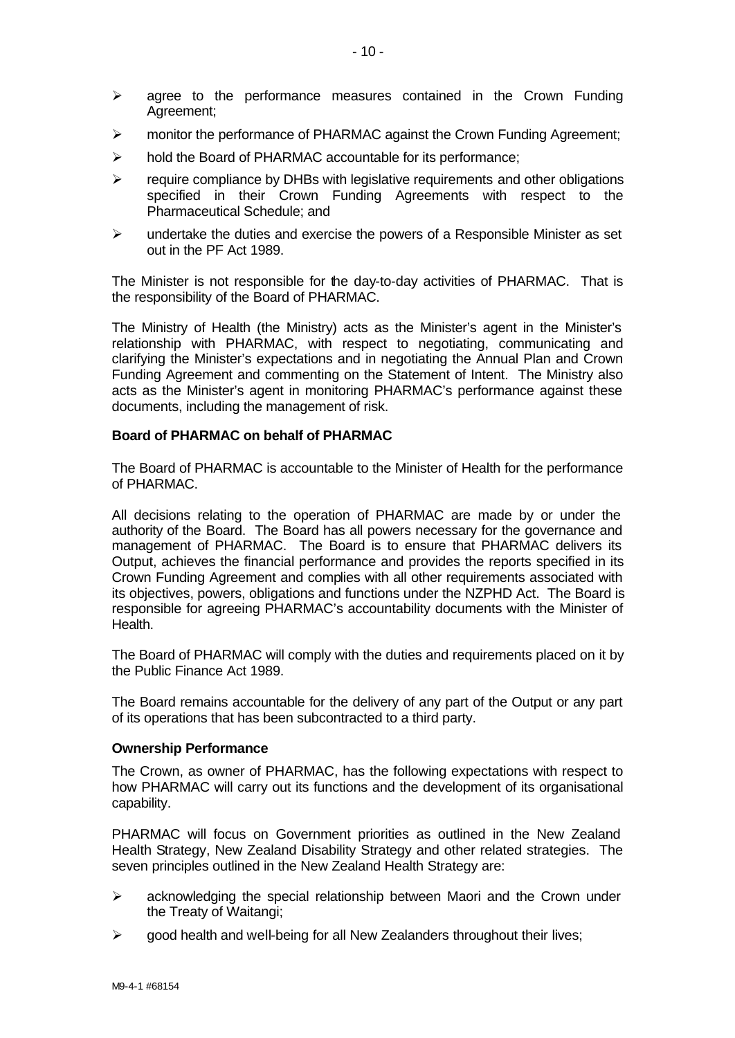- agree to the performance measures contained in the Crown Funding Agreement;
- monitor the performance of PHARMAC against the Crown Funding Agreement;
- hold the Board of PHARMAC accountable for its performance;
- require compliance by DHBs with legislative requirements and other obligations specified in their Crown Funding Agreements with respect to the Pharmaceutical Schedule; and
- undertake the duties and exercise the powers of a Responsible Minister as set out in the PF Act 1989.

The Minister is not responsible for the day-to-day activities of PHARMAC. That is the responsibility of the Board of PHARMAC.

The Ministry of Health (the Ministry) acts as the Minister's agent in the Minister's relationship with PHARMAC, with respect to negotiating, communicating and clarifying the Minister's expectations and in negotiating the Annual Plan and Crown Funding Agreement and commenting on the Statement of Intent. The Ministry also acts as the Minister's agent in monitoring PHARMAC's performance against these documents, including the management of risk.

**Board of PHARMAC on behalf of PHARMAC**

The Board of PHARMAC is accountable to the Minister of Health for the performance of PHARMAC.

All decisions relating to the operation of PHARMAC are made by or under the authority of the Board. The Board has all powers necessary for the governance and management of PHARMAC. The Board is to ensure that PHARMAC delivers its Output, achieves the financial performance and provides the reports specified in its Crown Funding Agreement and complies with all other requirements associated with its objectives, powers, obligations and functions under the NZPHD Act. The Board is responsible for agreeing PHARMAC's accountability documents with the Minister of Health.

The Board of PHARMAC will comply with the duties and requirements placed on it by the Public Finance Act 1989.

The Board remains accountable for the delivery of any part of the Output or any part of its operations that has been subcontracted to a third party.

**Ownership Performance**

The Crown, as owner of PHARMAC, has the following expectations with respect to how PHARMAC will carry out its functions and the development of its organisational capability.

PHARMAC will focus on Government priorities as outlined in the New Zealand Health Strategy, New Zealand Disability Strategy and other related strategies. The seven principles outlined in the New Zealand Health Strategy are:

- acknowledging the special relationship between Maori and the Crown under the Treaty of Waitangi;
- good health and well-being for all New Zealanders throughout their lives;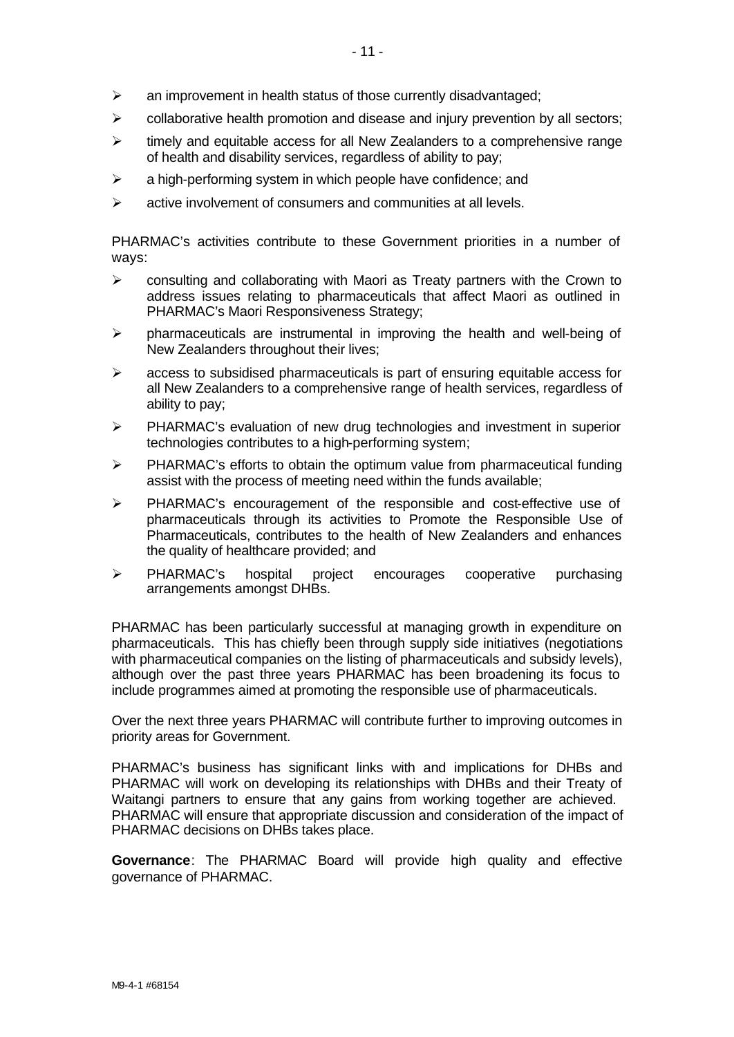- an improvement in health status of those currently disadvantaged;
- collaborative health promotion and disease and injury prevention by all sectors;
- timely and equitable access for all New Zealanders to a comprehensive range of health and disability services, regardless of ability to pay;
- a high-performing system in which people have confidence; and
- active involvement of consumers and communities at all levels.

PHARMAC's activities contribute to these Government priorities in a number of ways:

- consulting and collaborating with Maori as Treaty partners with the Crown to address issues relating to pharmaceuticals that affect Maori as outlined in PHARMAC's Maori Responsiveness Strategy;
- pharmaceuticals are instrumental in improving the health and well-being of New Zealanders throughout their lives;
- access to subsidised pharmaceuticals is part of ensuring equitable access for all New Zealanders to a comprehensive range of health services, regardless of ability to pay;
- PHARMAC's evaluation of new drug technologies and investment in superior technologies contributes to a high-performing system;
- PHARMAC's efforts to obtain the optimum value from pharmaceutical funding assist with the process of meeting need within the funds available;
- PHARMAC's encouragement of the responsible and cost-effective use of pharmaceuticals through its activities to Promote the Responsible Use of Pharmaceuticals, contributes to the health of New Zealanders and enhances the quality of healthcare provided; and
- PHARMAC's hospital project encourages cooperative purchasing arrangements amongst DHBs.

PHARMAC has been particularly successful at managing growth in expenditure on pharmaceuticals. This has chiefly been through supply side initiatives (negotiations with pharmaceutical companies on the listing of pharmaceuticals and subsidy levels), although over the past three years PHARMAC has been broadening its focus to include programmes aimed at promoting the responsible use of pharmaceuticals.

Over the next three years PHARMAC will contribute further to improving outcomes in priority areas for Government.

PHARMAC's business has significant links with and implications for DHBs and PHARMAC will work on developing its relationships with DHBs and their Treaty of Waitangi partners to ensure that any gains from working together are achieved. PHARMAC will ensure that appropriate discussion and consideration of the impact of PHARMAC decisions on DHBs takes place.

**Governance**: The PHARMAC Board will provide high quality and effective governance of PHARMAC.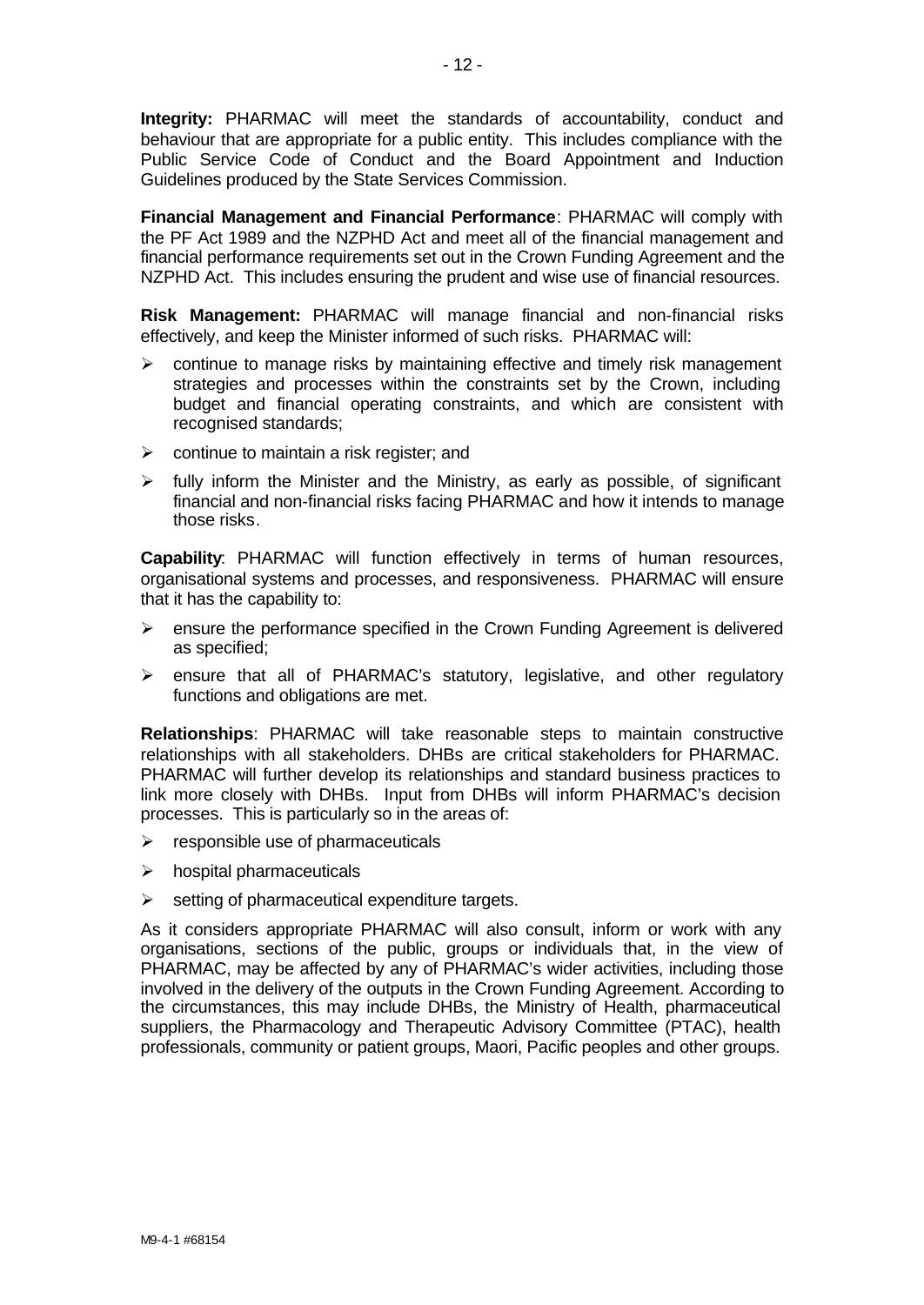**Integrity:** PHARMAC will meet the standards of accountability, conduct and behaviour that are appropriate for a public entity. This includes compliance with the Public Service Code of Conduct and the Board Appointment and Induction Guidelines produced by the State Services Commission.

**Financial Management and Financial Performance**: PHARMAC will comply with the PF Act 1989 and the NZPHD Act and meet all of the financial management and financial performance requirements set out in the Crown Funding Agreement and the NZPHD Act. This includes ensuring the prudent and wise use of financial resources.

**Risk Management:** PHARMAC will manage financial and non-financial risks effectively, and keep the Minister informed of such risks. PHARMAC will:

- continue to manage risks by maintaining effective and timely risk management strategies and processes within the constraints set by the Crown, including budget and financial operating constraints, and which are consistent with recognised standards;
- continue to maintain a risk register; and
- fully inform the Minister and the Ministry, as early as possible, of significant financial and non-financial risks facing PHARMAC and how it intends to manage those risks.

**Capability**: PHARMAC will function effectively in terms of human resources, organisational systems and processes, and responsiveness. PHARMAC will ensure that it has the capability to:

- ensure the performance specified in the Crown Funding Agreement is delivered as specified;
- ensure that all of PHARMAC's statutory, legislative, and other regulatory functions and obligations are met.

**Relationships**: PHARMAC will take reasonable steps to maintain constructive relationships with all stakeholders. DHBs are critical stakeholders for PHARMAC. PHARMAC will further develop its relationships and standard business practices to link more closely with DHBs. Input from DHBs will inform PHARMAC's decision processes. This is particularly so in the areas of:

- responsible use of pharmaceuticals
- hospital pharmaceuticals
- setting of pharmaceutical expenditure targets.

As it considers appropriate PHARMAC will also consult, inform or work with any organisations, sections of the public, groups or individuals that, in the view of PHARMAC, may be affected by any of PHARMAC's wider activities, including those involved in the delivery of the outputs in the Crown Funding Agreement. According to the circumstances, this may include DHBs, the Ministry of Health, pharmaceutical suppliers, the Pharmacology and Therapeutic Advisory Committee (PTAC), health professionals, community or patient groups, Maori, Pacific peoples and other groups.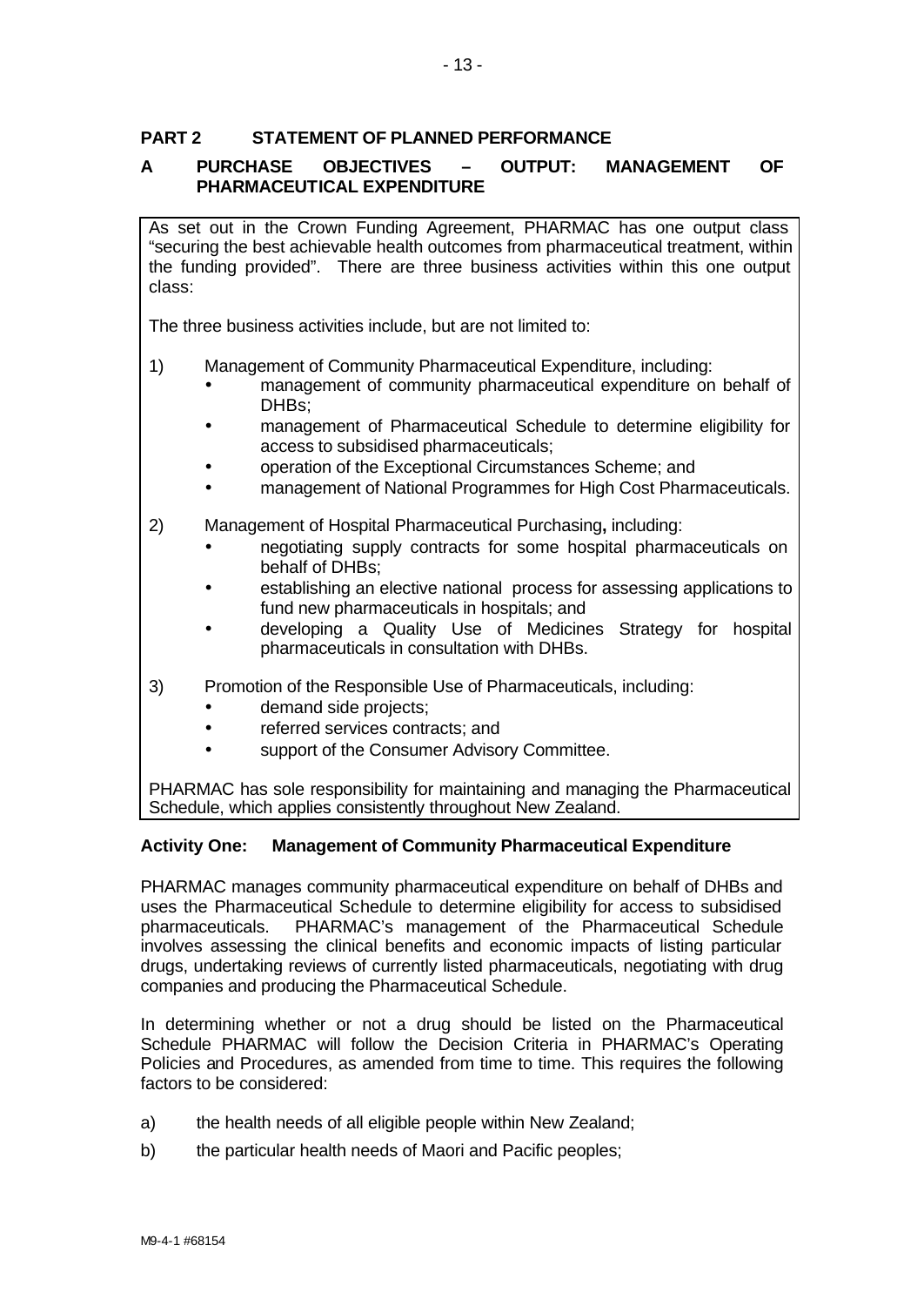## PART 2 STATEMENT OF PLANNED PERFORMANCE

### A PURCHASE OBJECTIVES – OUTPUT: MANAGEMENT OF PHARMACEUTICAL EXPENDITURE

As set out in the Crown Funding Agreement, PHARMAC has one output class "securing the best achievable health outcomes from pharmaceutical treatment, within the funding provided". There are three business activities within this one output class:

The three business activities include, but are not limited to:

1) Management of Community Pharmaceutical Expenditure, including:
   - management of community pharmaceutical expenditure on behalf of DHBs;
   - management of Pharmaceutical Schedule to determine eligibility for access to subsidised pharmaceuticals;
   - operation of the Exceptional Circumstances Scheme; and
   - management of National Programmes for High Cost Pharmaceuticals.

2) Management of Hospital Pharmaceutical Purchasing**,** including:
   - negotiating supply contracts for some hospital pharmaceuticals on behalf of DHBs;
   - establishing an elective national process for assessing applications to fund new pharmaceuticals in hospitals; and
   - developing a Quality Use of Medicines Strategy for hospital pharmaceuticals in consultation with DHBs.

3) Promotion of the Responsible Use of Pharmaceuticals, including:
   - demand side projects;
   - referred services contracts; and
   - support of the Consumer Advisory Committee.

PHARMAC has sole responsibility for maintaining and managing the Pharmaceutical Schedule, which applies consistently throughout New Zealand.

#### Activity One: Management of Community Pharmaceutical Expenditure

PHARMAC manages community pharmaceutical expenditure on behalf of DHBs and uses the Pharmaceutical Schedule to determine eligibility for access to subsidised pharmaceuticals. PHARMAC's management of the Pharmaceutical Schedule involves assessing the clinical benefits and economic impacts of listing particular drugs, undertaking reviews of currently listed pharmaceuticals, negotiating with drug companies and producing the Pharmaceutical Schedule.

In determining whether or not a drug should be listed on the Pharmaceutical Schedule PHARMAC will follow the Decision Criteria in PHARMAC's Operating Policies and Procedures, as amended from time to time. This requires the following factors to be considered:

a) the health needs of all eligible people within New Zealand;

b) the particular health needs of Maori and Pacific peoples;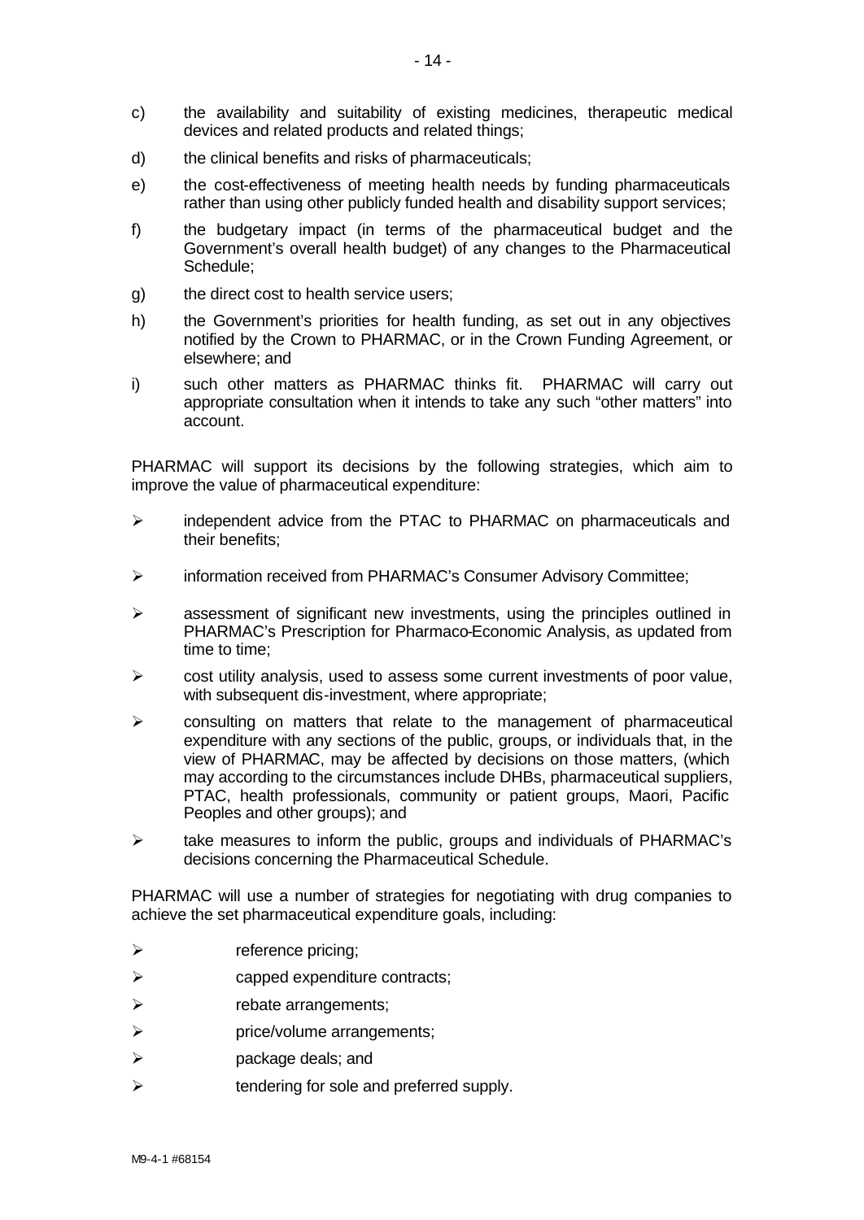c) the availability and suitability of existing medicines, therapeutic medical devices and related products and related things;

d) the clinical benefits and risks of pharmaceuticals;

e) the cost-effectiveness of meeting health needs by funding pharmaceuticals rather than using other publicly funded health and disability support services;

f) the budgetary impact (in terms of the pharmaceutical budget and the Government's overall health budget) of any changes to the Pharmaceutical Schedule;

g) the direct cost to health service users;

h) the Government's priorities for health funding, as set out in any objectives notified by the Crown to PHARMAC, or in the Crown Funding Agreement, or elsewhere; and

i) such other matters as PHARMAC thinks fit. PHARMAC will carry out appropriate consultation when it intends to take any such "other matters" into account.

PHARMAC will support its decisions by the following strategies, which aim to improve the value of pharmaceutical expenditure:

- independent advice from the PTAC to PHARMAC on pharmaceuticals and their benefits;
- information received from PHARMAC's Consumer Advisory Committee;
- assessment of significant new investments, using the principles outlined in PHARMAC's Prescription for Pharmaco-Economic Analysis, as updated from time to time;
- cost utility analysis, used to assess some current investments of poor value, with subsequent dis-investment, where appropriate;
- consulting on matters that relate to the management of pharmaceutical expenditure with any sections of the public, groups, or individuals that, in the view of PHARMAC, may be affected by decisions on those matters, (which may according to the circumstances include DHBs, pharmaceutical suppliers, PTAC, health professionals, community or patient groups, Maori, Pacific Peoples and other groups); and
- take measures to inform the public, groups and individuals of PHARMAC's decisions concerning the Pharmaceutical Schedule.

PHARMAC will use a number of strategies for negotiating with drug companies to achieve the set pharmaceutical expenditure goals, including:

- reference pricing;
- capped expenditure contracts;
- rebate arrangements;
- price/volume arrangements;
- package deals; and
- tendering for sole and preferred supply.

M9-4-1 #68154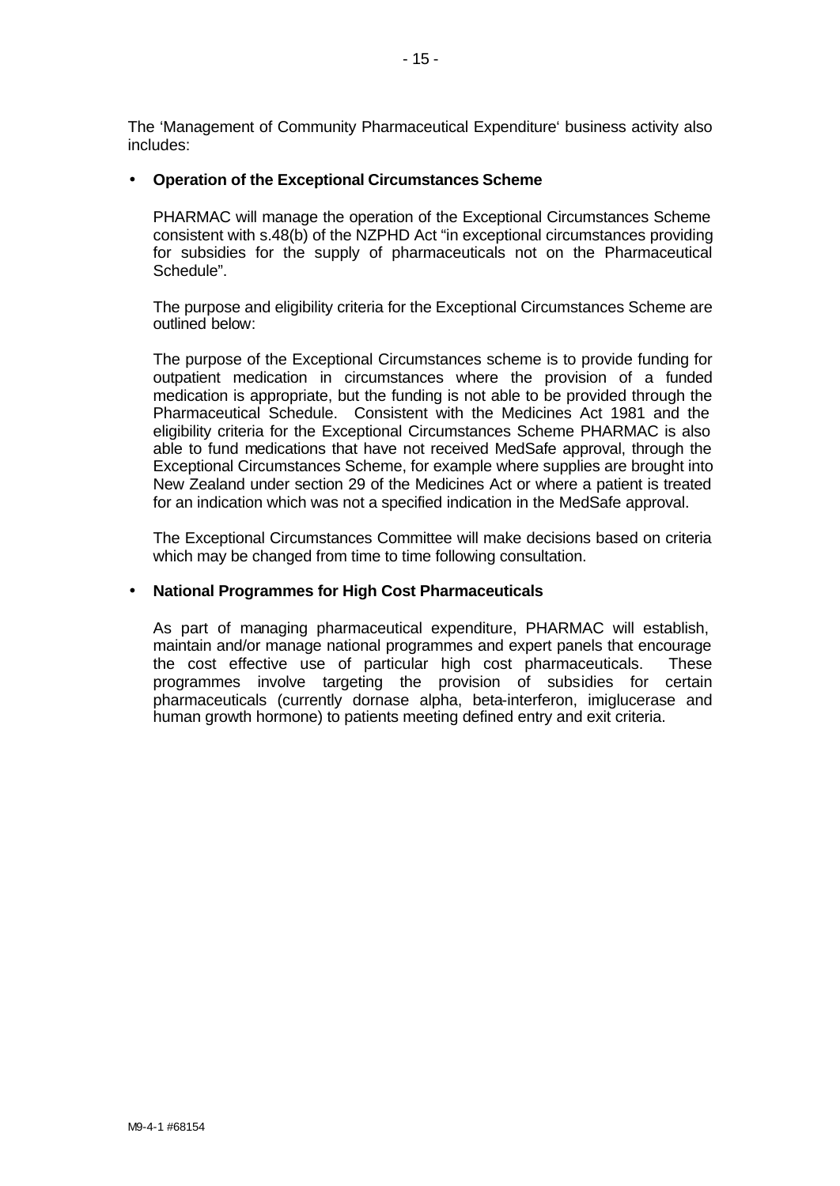The 'Management of Community Pharmaceutical Expenditure' business activity also includes:

- **Operation of the Exceptional Circumstances Scheme**

  PHARMAC will manage the operation of the Exceptional Circumstances Scheme consistent with s.48(b) of the NZPHD Act "in exceptional circumstances providing for subsidies for the supply of pharmaceuticals not on the Pharmaceutical Schedule".

  The purpose and eligibility criteria for the Exceptional Circumstances Scheme are outlined below:

  The purpose of the Exceptional Circumstances scheme is to provide funding for outpatient medication in circumstances where the provision of a funded medication is appropriate, but the funding is not able to be provided through the Pharmaceutical Schedule. Consistent with the Medicines Act 1981 and the eligibility criteria for the Exceptional Circumstances Scheme PHARMAC is also able to fund medications that have not received MedSafe approval, through the Exceptional Circumstances Scheme, for example where supplies are brought into New Zealand under section 29 of the Medicines Act or where a patient is treated for an indication which was not a specified indication in the MedSafe approval.

  The Exceptional Circumstances Committee will make decisions based on criteria which may be changed from time to time following consultation.

- **National Programmes for High Cost Pharmaceuticals**

  As part of managing pharmaceutical expenditure, PHARMAC will establish, maintain and/or manage national programmes and expert panels that encourage the cost effective use of particular high cost pharmaceuticals. These programmes involve targeting the provision of subsidies for certain pharmaceuticals (currently dornase alpha, beta-interferon, imiglucerase and human growth hormone) to patients meeting defined entry and exit criteria.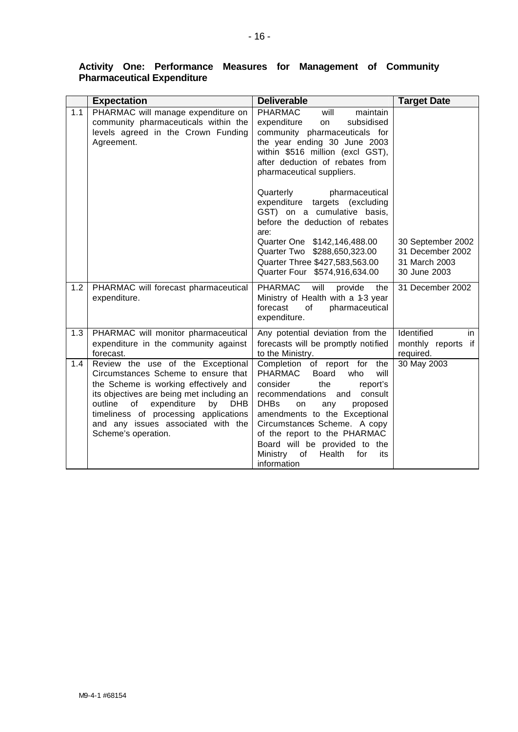### Activity One: Performance Measures for Management of Community Pharmaceutical Expenditure

| | Expectation | Deliverable | Target Date |
|---|---|---|---|
| 1.1 | PHARMAC will manage expenditure on community pharmaceuticals within the levels agreed in the Crown Funding Agreement. | PHARMAC will maintain expenditure on subsidised community pharmaceuticals for the year ending 30 June 2003 within \$516 million (excl GST), after deduction of rebates from pharmaceutical suppliers.<br><br>Quarterly pharmaceutical expenditure targets (excluding GST) on a cumulative basis, before the deduction of rebates are:<br>Quarter One \$142,146,488.00<br>Quarter Two \$288,650,323.00<br>Quarter Three \$427,583,563.00<br>Quarter Four \$574,916,634.00 | 30 September 2002<br>31 December 2002<br>31 March 2003<br>30 June 2003 |
| 1.2 | PHARMAC will forecast pharmaceutical expenditure. | PHARMAC will provide the Ministry of Health with a 1-3 year forecast of pharmaceutical expenditure. | 31 December 2002 |
| 1.3 | PHARMAC will monitor pharmaceutical expenditure in the community against forecast. | Any potential deviation from the forecasts will be promptly notified to the Ministry. | Identified in monthly reports if required. |
| 1.4 | Review the use of the Exceptional Circumstances Scheme to ensure that the Scheme is working effectively and its objectives are being met including an outline of expenditure by DHB timeliness of processing applications and any issues associated with the Scheme's operation. | Completion of report for the PHARMAC Board who will consider the report's recommendations and consult DHBs on any proposed amendments to the Exceptional Circumstances Scheme. A copy of the report to the PHARMAC Board will be provided to the Ministry of Health for its information | 30 May 2003 |

M9-4-1 #68154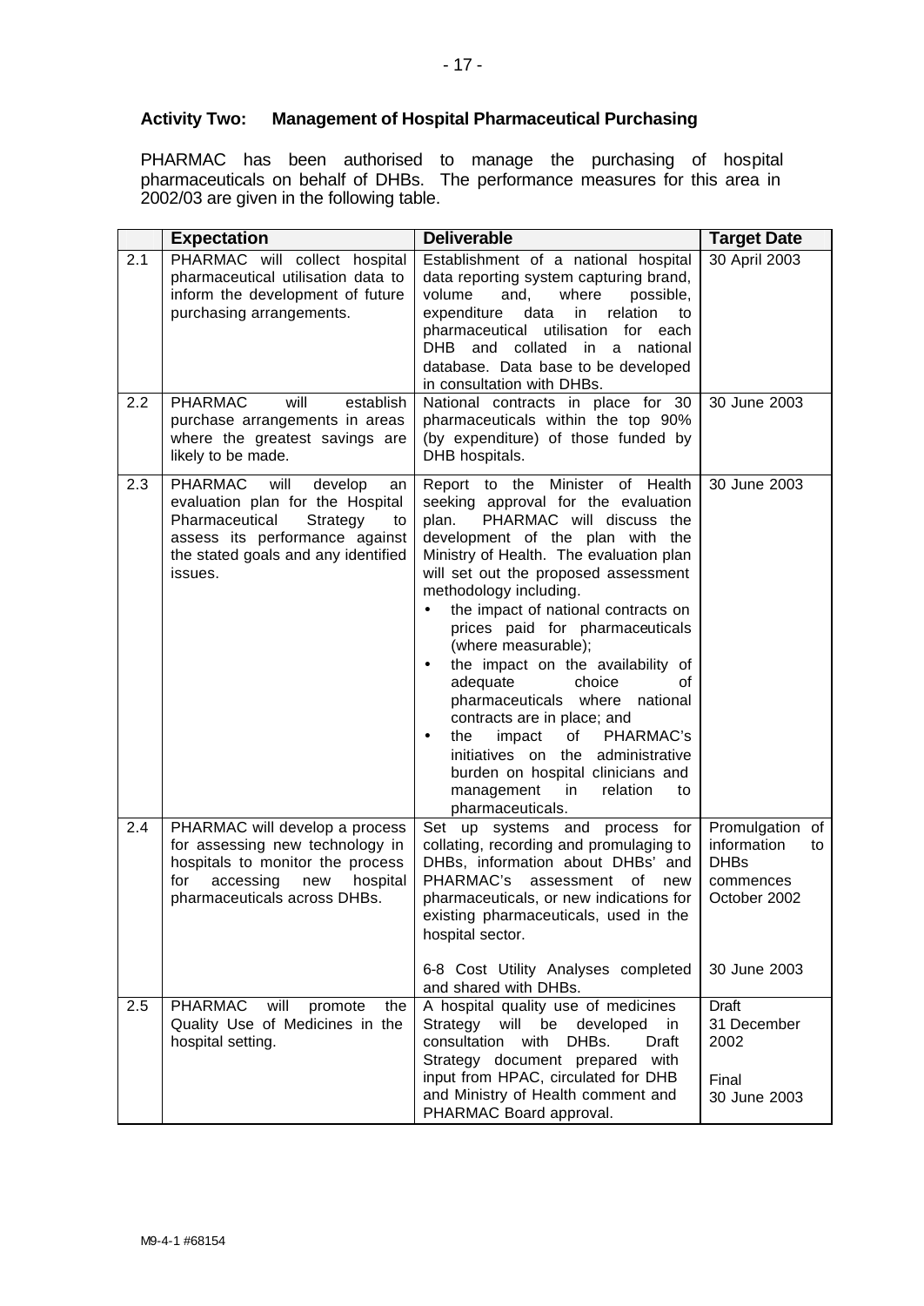### Activity Two: Management of Hospital Pharmaceutical Purchasing

PHARMAC has been authorised to manage the purchasing of hospital pharmaceuticals on behalf of DHBs. The performance measures for this area in 2002/03 are given in the following table.

| | Expectation | Deliverable | Target Date |
|---|---|---|---|
| 2.1 | PHARMAC will collect hospital pharmaceutical utilisation data to inform the development of future purchasing arrangements. | Establishment of a national hospital data reporting system capturing brand, volume and, where possible, expenditure data in relation to pharmaceutical utilisation for each DHB and collated in a national database. Data base to be developed in consultation with DHBs. | 30 April 2003 |
| 2.2 | PHARMAC will establish purchase arrangements in areas where the greatest savings are likely to be made. | National contracts in place for 30 pharmaceuticals within the top 90% (by expenditure) of those funded by DHB hospitals. | 30 June 2003 |
| 2.3 | PHARMAC will develop an evaluation plan for the Hospital Pharmaceutical Strategy to assess its performance against the stated goals and any identified issues. | Report to the Minister of Health seeking approval for the evaluation plan. PHARMAC will discuss the development of the plan with the Ministry of Health. The evaluation plan will set out the proposed assessment methodology including.<br>• the impact of national contracts on prices paid for pharmaceuticals (where measurable);<br>• the impact on the availability of adequate choice of pharmaceuticals where national contracts are in place; and<br>• the impact of PHARMAC's initiatives on the administrative burden on hospital clinicians and management in relation to pharmaceuticals. | 30 June 2003 |
| 2.4 | PHARMAC will develop a process for assessing new technology in hospitals to monitor the process for accessing new hospital pharmaceuticals across DHBs. | Set up systems and process for collating, recording and promulaging to DHBs, information about DHBs' and PHARMAC's assessment of new pharmaceuticals, or new indications for existing pharmaceuticals, used in the hospital sector.<br><br>6-8 Cost Utility Analyses completed and shared with DHBs. | Promulgation of information to DHBs commences October 2002<br><br>30 June 2003 |
| 2.5 | PHARMAC will promote the Quality Use of Medicines in the hospital setting. | A hospital quality use of medicines Strategy will be developed in consultation with DHBs. Draft Strategy document prepared with input from HPAC, circulated for DHB and Ministry of Health comment and PHARMAC Board approval. | Draft 31 December 2002<br><br>Final 30 June 2003 |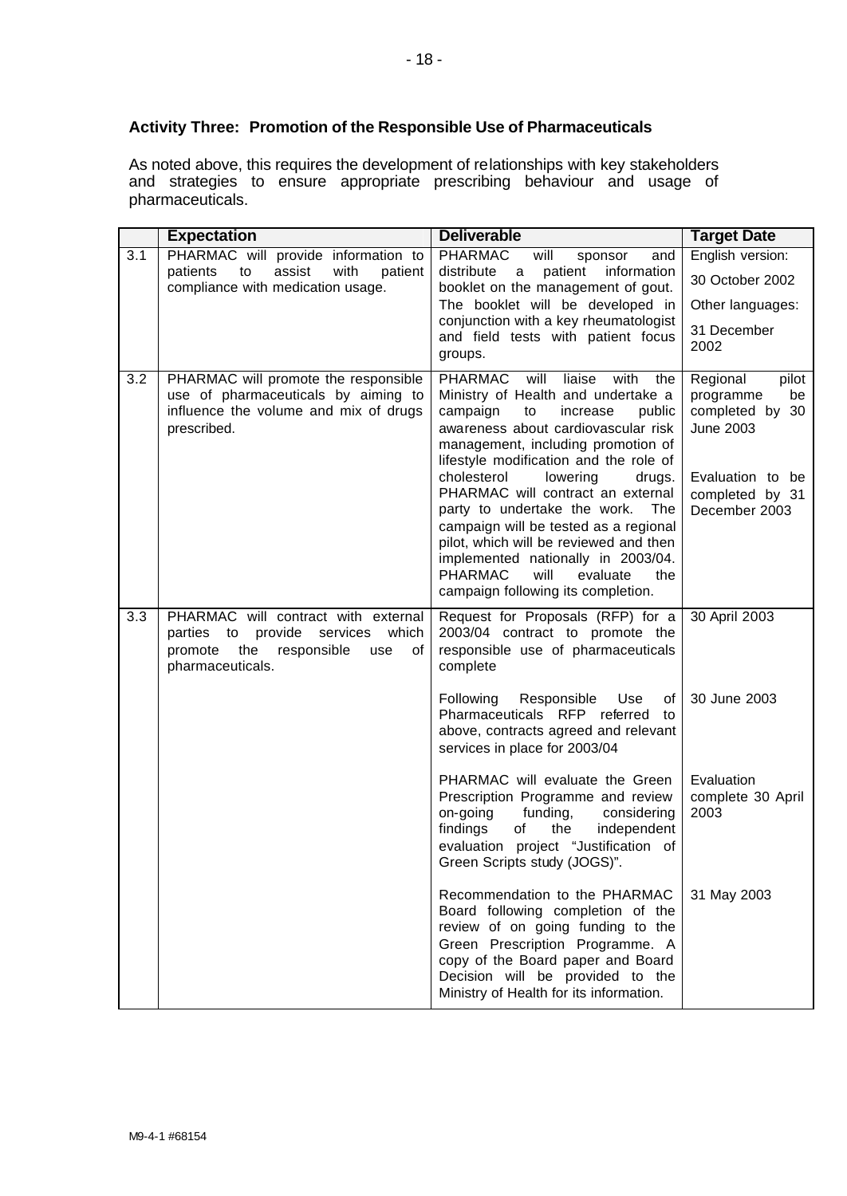### Activity Three: Promotion of the Responsible Use of Pharmaceuticals

As noted above, this requires the development of relationships with key stakeholders and strategies to ensure appropriate prescribing behaviour and usage of pharmaceuticals.

| | Expectation | Deliverable | Target Date |
|---|---|---|---|
| 3.1 | PHARMAC will provide information to patients to assist with patient compliance with medication usage. | PHARMAC will sponsor and distribute a patient information booklet on the management of gout. The booklet will be developed in conjunction with a key rheumatologist and field tests with patient focus groups. | English version: 30 October 2002<br>Other languages: 31 December 2002 |
| 3.2 | PHARMAC will promote the responsible use of pharmaceuticals by aiming to influence the volume and mix of drugs prescribed. | PHARMAC will liaise with the Ministry of Health and undertake a campaign to increase public awareness about cardiovascular risk management, including promotion of lifestyle modification and the role of cholesterol lowering drugs. PHARMAC will contract an external party to undertake the work. The campaign will be tested as a regional pilot, which will be reviewed and then implemented nationally in 2003/04. PHARMAC will evaluate the campaign following its completion. | Regional pilot programme be completed by 30 June 2003<br><br>Evaluation to be completed by 31 December 2003 |
| 3.3 | PHARMAC will contract with external parties to provide services which promote the responsible use of pharmaceuticals. | Request for Proposals (RFP) for a 2003/04 contract to promote the responsible use of pharmaceuticals complete | 30 April 2003 |
| | | Following Responsible Use of Pharmaceuticals RFP referred to above, contracts agreed and relevant services in place for 2003/04 | 30 June 2003 |
| | | PHARMAC will evaluate the Green Prescription Programme and review on-going funding, considering findings of the independent evaluation project "Justification of Green Scripts study (JOGS)". | Evaluation complete 30 April 2003 |
| | | Recommendation to the PHARMAC Board following completion of the review of on going funding to the Green Prescription Programme. A copy of the Board paper and Board Decision will be provided to the Ministry of Health for its information. | 31 May 2003 |

M9-4-1 #68154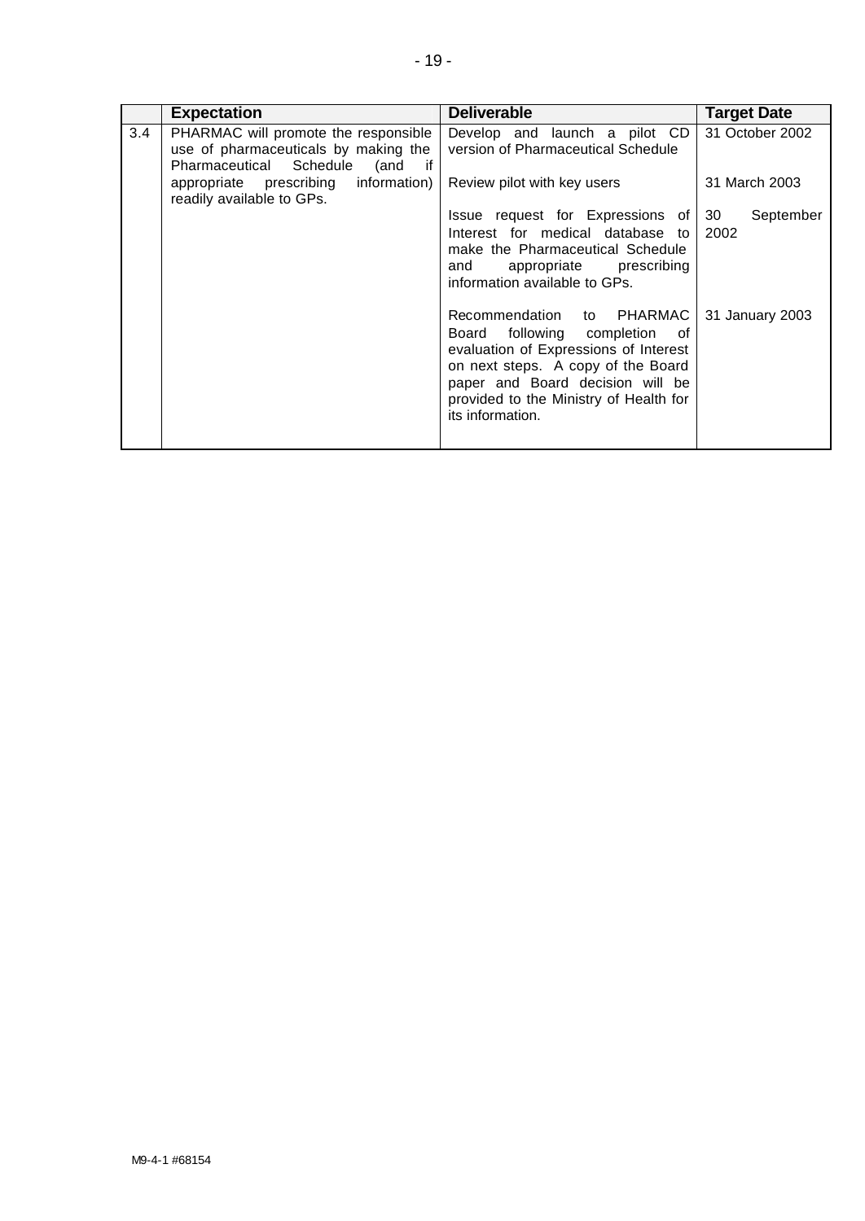| | Expectation | Deliverable | Target Date |
|---|---|---|---|
| 3.4 | PHARMAC will promote the responsible use of pharmaceuticals by making the Pharmaceutical Schedule (and if appropriate prescribing information) readily available to GPs. | Develop and launch a pilot CD version of Pharmaceutical Schedule | 31 October 2002 |
| | | Review pilot with key users | 31 March 2003 |
| | | Issue request for Expressions of Interest for medical database to make the Pharmaceutical Schedule and appropriate prescribing information available to GPs. | 30 September 2002 |
| | | Recommendation to PHARMAC Board following completion of evaluation of Expressions of Interest on next steps. A copy of the Board paper and Board decision will be provided to the Ministry of Health for its information. | 31 January 2003 |

M9-4-1 #68154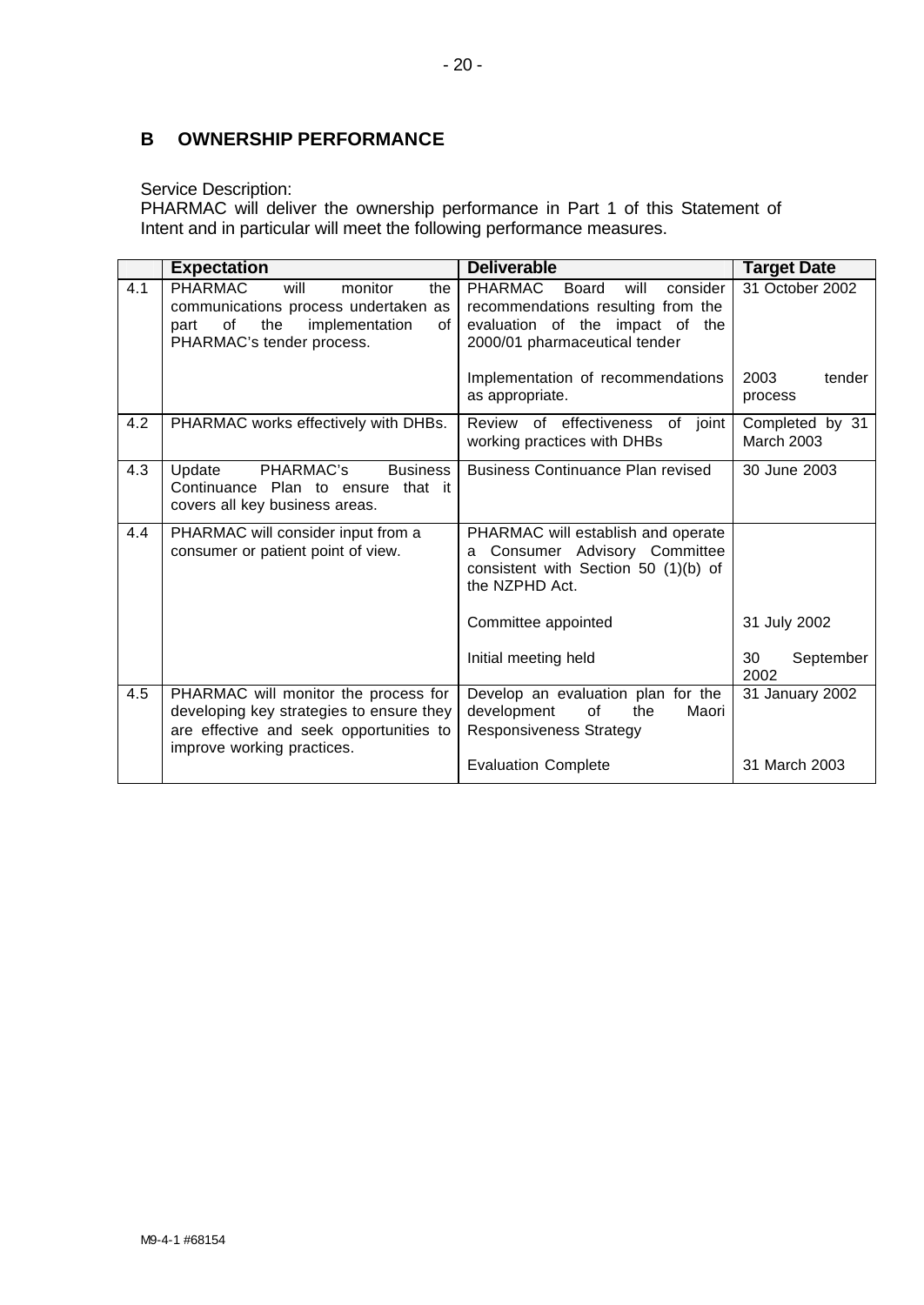## B OWNERSHIP PERFORMANCE

Service Description:
PHARMAC will deliver the ownership performance in Part 1 of this Statement of Intent and in particular will meet the following performance measures.

| | Expectation | Deliverable | Target Date |
|---|---|---|---|
| 4.1 | PHARMAC will monitor the communications process undertaken as part of the implementation of PHARMAC's tender process. | PHARMAC Board will consider recommendations resulting from the evaluation of the impact of the 2000/01 pharmaceutical tender | 31 October 2002 |
| | | Implementation of recommendations as appropriate. | 2003 tender process |
| 4.2 | PHARMAC works effectively with DHBs. | Review of effectiveness of joint working practices with DHBs | Completed by 31 March 2003 |
| 4.3 | Update PHARMAC's Business Continuance Plan to ensure that it covers all key business areas. | Business Continuance Plan revised | 30 June 2003 |
| 4.4 | PHARMAC will consider input from a consumer or patient point of view. | PHARMAC will establish and operate a Consumer Advisory Committee consistent with Section 50 (1)(b) of the NZPHD Act. | |
| | | Committee appointed | 31 July 2002 |
| | | Initial meeting held | 30 September 2002 |
| 4.5 | PHARMAC will monitor the process for developing key strategies to ensure they are effective and seek opportunities to improve working practices. | Develop an evaluation plan for the development of the Maori Responsiveness Strategy | 31 January 2002 |
| | | Evaluation Complete | 31 March 2003 |

M9-4-1 #68154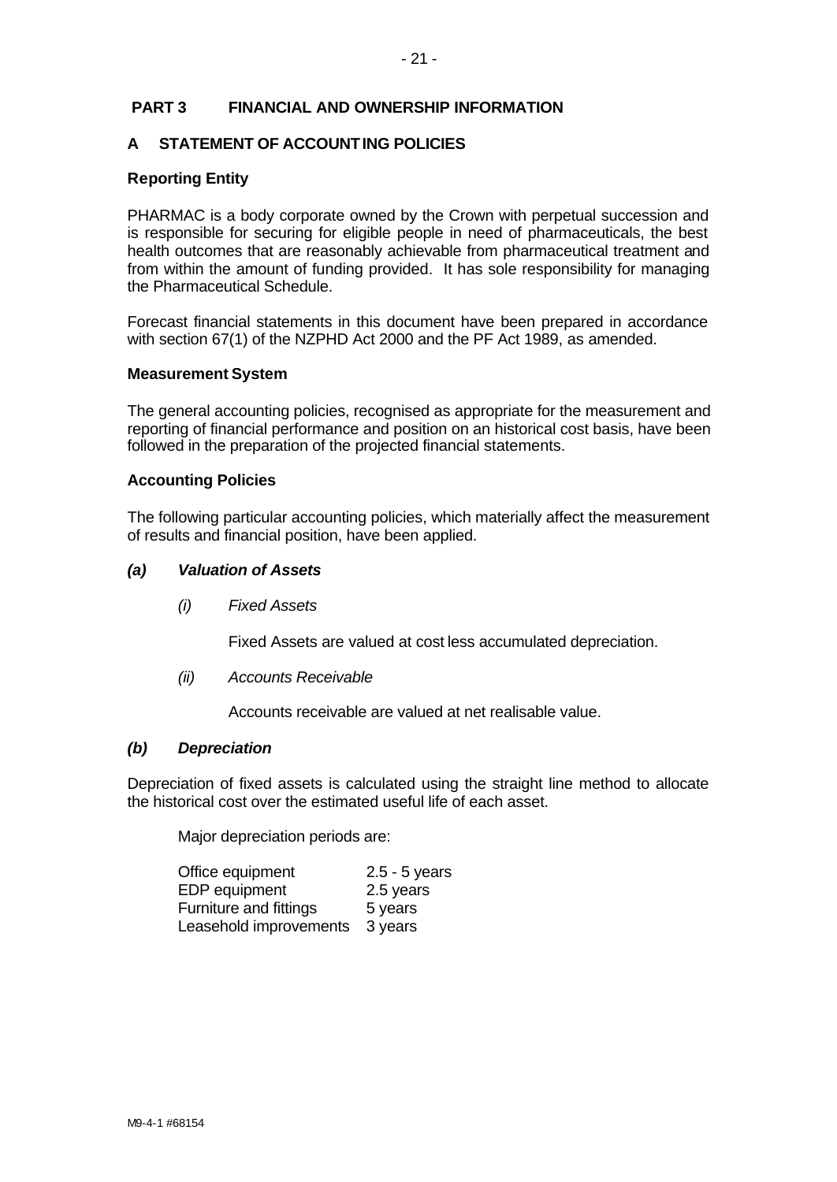## PART 3 FINANCIAL AND OWNERSHIP INFORMATION

### A STATEMENT OF ACCOUNTING POLICIES

**Reporting Entity**

PHARMAC is a body corporate owned by the Crown with perpetual succession and is responsible for securing for eligible people in need of pharmaceuticals, the best health outcomes that are reasonably achievable from pharmaceutical treatment and from within the amount of funding provided. It has sole responsibility for managing the Pharmaceutical Schedule.

Forecast financial statements in this document have been prepared in accordance with section 67(1) of the NZPHD Act 2000 and the PF Act 1989, as amended.

**Measurement System**

The general accounting policies, recognised as appropriate for the measurement and reporting of financial performance and position on an historical cost basis, have been followed in the preparation of the projected financial statements.

**Accounting Policies**

The following particular accounting policies, which materially affect the measurement of results and financial position, have been applied.

***(a) Valuation of Assets***

*(i) Fixed Assets*

Fixed Assets are valued at cost less accumulated depreciation.

*(ii) Accounts Receivable*

Accounts receivable are valued at net realisable value.

***(b) Depreciation***

Depreciation of fixed assets is calculated using the straight line method to allocate the historical cost over the estimated useful life of each asset.

Major depreciation periods are:

| | |
|---|---|
| Office equipment | 2.5 - 5 years |
| EDP equipment | 2.5 years |
| Furniture and fittings | 5 years |
| Leasehold improvements | 3 years |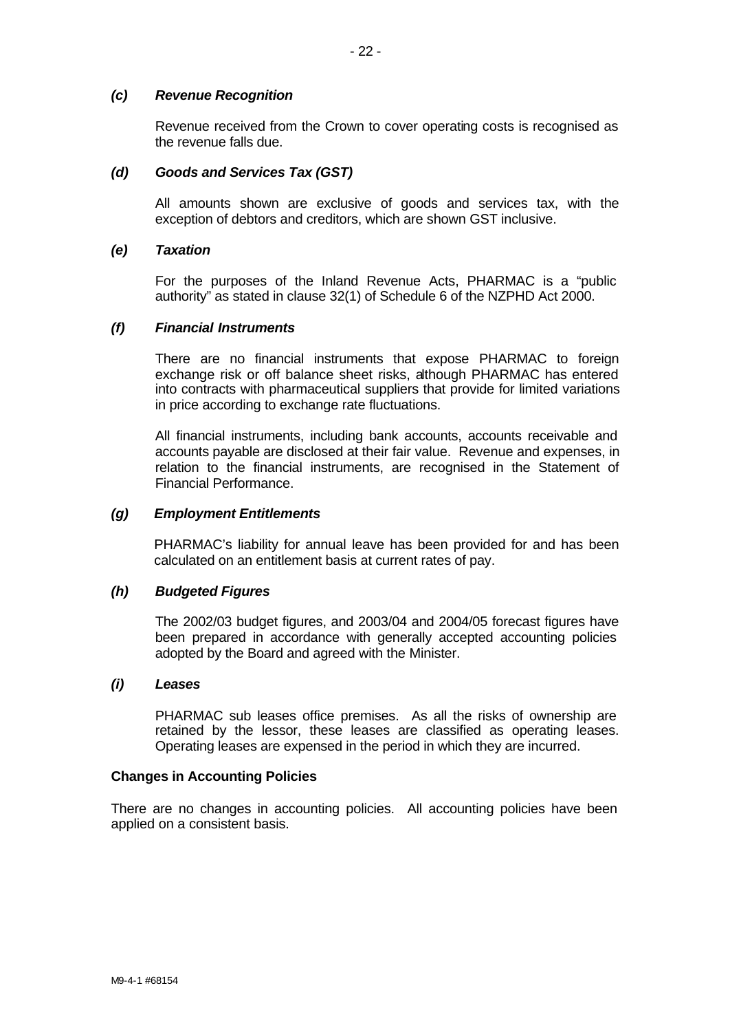### *(c) Revenue Recognition*

Revenue received from the Crown to cover operating costs is recognised as the revenue falls due.

### *(d) Goods and Services Tax (GST)*

All amounts shown are exclusive of goods and services tax, with the exception of debtors and creditors, which are shown GST inclusive.

### *(e) Taxation*

For the purposes of the Inland Revenue Acts, PHARMAC is a "public authority" as stated in clause 32(1) of Schedule 6 of the NZPHD Act 2000.

### *(f) Financial Instruments*

There are no financial instruments that expose PHARMAC to foreign exchange risk or off balance sheet risks, although PHARMAC has entered into contracts with pharmaceutical suppliers that provide for limited variations in price according to exchange rate fluctuations.

All financial instruments, including bank accounts, accounts receivable and accounts payable are disclosed at their fair value. Revenue and expenses, in relation to the financial instruments, are recognised in the Statement of Financial Performance.

### *(g) Employment Entitlements*

PHARMAC's liability for annual leave has been provided for and has been calculated on an entitlement basis at current rates of pay.

### *(h) Budgeted Figures*

The 2002/03 budget figures, and 2003/04 and 2004/05 forecast figures have been prepared in accordance with generally accepted accounting policies adopted by the Board and agreed with the Minister.

### *(i) Leases*

PHARMAC sub leases office premises. As all the risks of ownership are retained by the lessor, these leases are classified as operating leases. Operating leases are expensed in the period in which they are incurred.

**Changes in Accounting Policies**

There are no changes in accounting policies. All accounting policies have been applied on a consistent basis.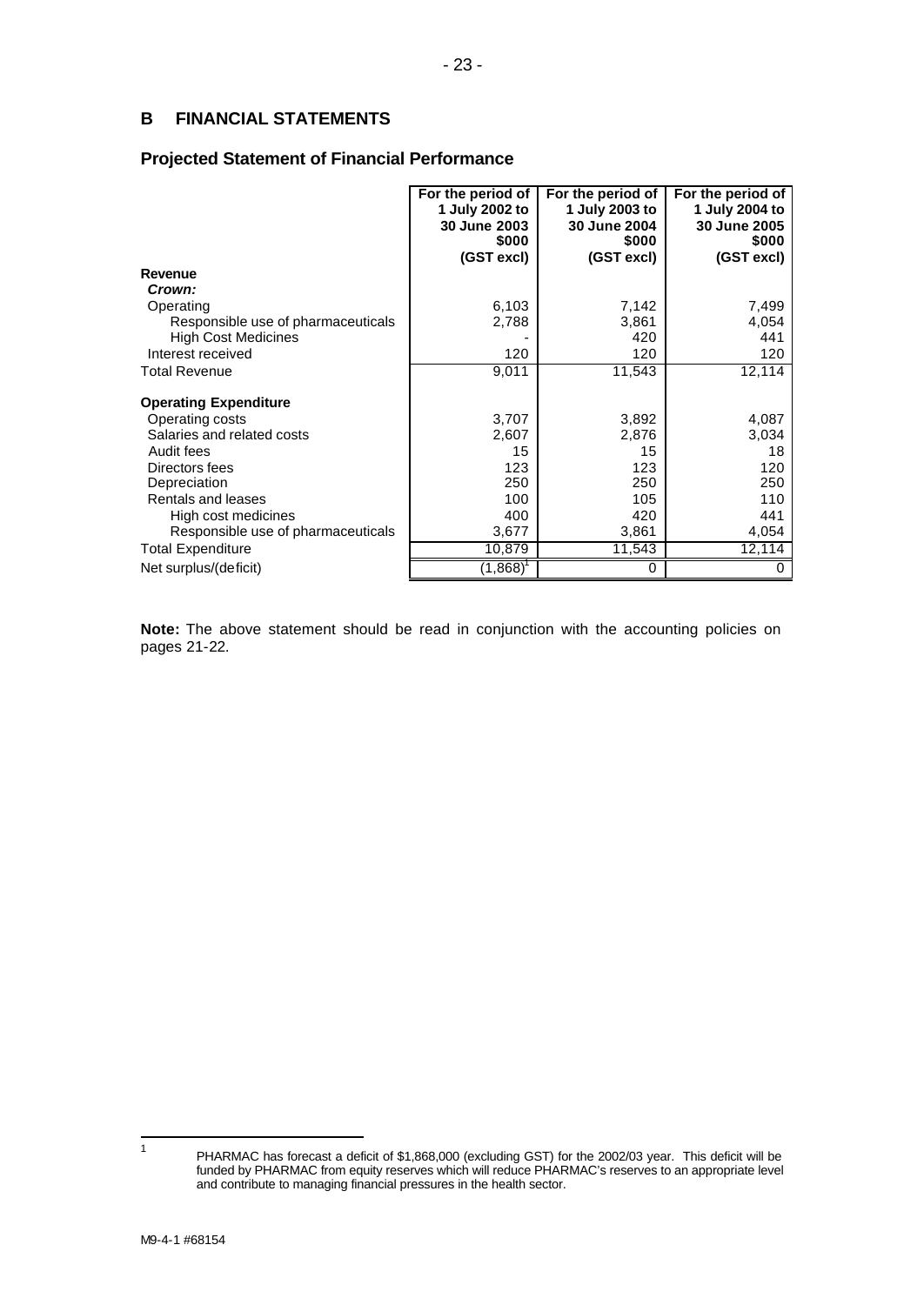## B FINANCIAL STATEMENTS

### Projected Statement of Financial Performance

| | For the period of 1 July 2002 to 30 June 2003 $000 (GST excl) | For the period of 1 July 2003 to 30 June 2004 $000 (GST excl) | For the period of 1 July 2004 to 30 June 2005 $000 (GST excl) |
|---|---|---|---|
| **Revenue** | | | |
| ***Crown:*** | | | |
| Operating | 6,103 | 7,142 | 7,499 |
| Responsible use of pharmaceuticals | 2,788 | 3,861 | 4,054 |
| High Cost Medicines | - | 420 | 441 |
| Interest received | 120 | 120 | 120 |
| Total Revenue | 9,011 | 11,543 | 12,114 |
| **Operating Expenditure** | | | |
| Operating costs | 3,707 | 3,892 | 4,087 |
| Salaries and related costs | 2,607 | 2,876 | 3,034 |
| Audit fees | 15 | 15 | 18 |
| Directors fees | 123 | 123 | 120 |
| Depreciation | 250 | 250 | 250 |
| Rentals and leases | 100 | 105 | 110 |
| High cost medicines | 400 | 420 | 441 |
| Responsible use of pharmaceuticals | 3,677 | 3,861 | 4,054 |
| Total Expenditure | 10,879 | 11,543 | 12,114 |
| Net surplus/(deficit) | (1,868)[1] | 0 | 0 |

**Note:** The above statement should be read in conjunction with the accounting policies on pages 21-22.

[1] PHARMAC has forecast a deficit of $1,868,000 (excluding GST) for the 2002/03 year. This deficit will be funded by PHARMAC from equity reserves which will reduce PHARMAC's reserves to an appropriate level and contribute to managing financial pressures in the health sector.

M9-4-1 #68154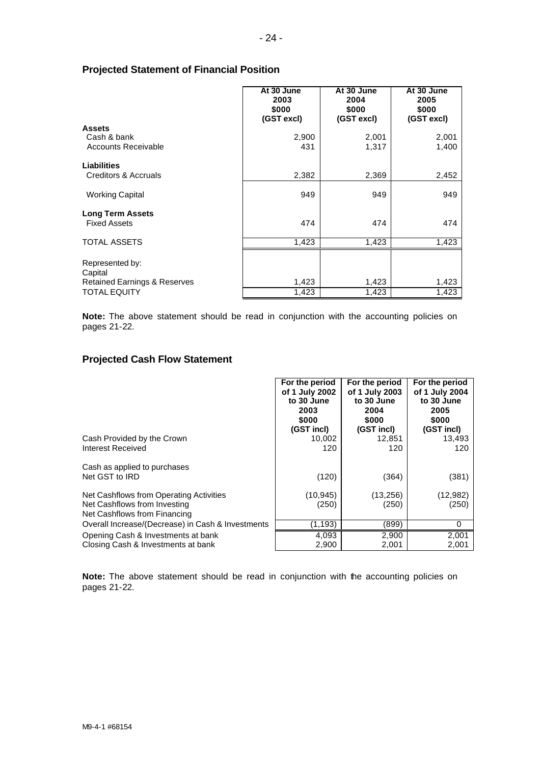## Projected Statement of Financial Position

| | At 30 June 2003 $000 (GST excl) | At 30 June 2004 $000 (GST excl) | At 30 June 2005 $000 (GST excl) |
|---|---|---|---|
| **Assets** | | | |
| Cash & bank | 2,900 | 2,001 | 2,001 |
| Accounts Receivable | 431 | 1,317 | 1,400 |
| **Liabilities** | | | |
| Creditors & Accruals | 2,382 | 2,369 | 2,452 |
| Working Capital | 949 | 949 | 949 |
| **Long Term Assets** | | | |
| Fixed Assets | 474 | 474 | 474 |
| TOTAL ASSETS | 1,423 | 1,423 | 1,423 |
| Represented by: | | | |
| Capital | | | |
| Retained Earnings & Reserves | 1,423 | 1,423 | 1,423 |
| TOTAL EQUITY | 1,423 | 1,423 | 1,423 |

**Note:** The above statement should be read in conjunction with the accounting policies on pages 21-22.

## Projected Cash Flow Statement

| | For the period of 1 July 2002 to 30 June 2003 $000 (GST incl) | For the period of 1 July 2003 to 30 June 2004 $000 (GST incl) | For the period of 1 July 2004 to 30 June 2005 $000 (GST incl) |
|---|---|---|---|
| Cash Provided by the Crown | 10,002 | 12,851 | 13,493 |
| Interest Received | 120 | 120 | 120 |
| Cash as applied to purchases | | | |
| Net GST to IRD | (120) | (364) | (381) |
| Net Cashflows from Operating Activities | (10,945) | (13,256) | (12,982) |
| Net Cashflows from Investing | (250) | (250) | (250) |
| Net Cashflows from Financing | | | |
| Overall Increase/(Decrease) in Cash & Investments | (1,193) | (899) | 0 |
| Opening Cash & Investments at bank | 4,093 | 2,900 | 2,001 |
| Closing Cash & Investments at bank | 2,900 | 2,001 | 2,001 |

**Note:** The above statement should be read in conjunction with the accounting policies on pages 21-22.

M9-4-1 #68154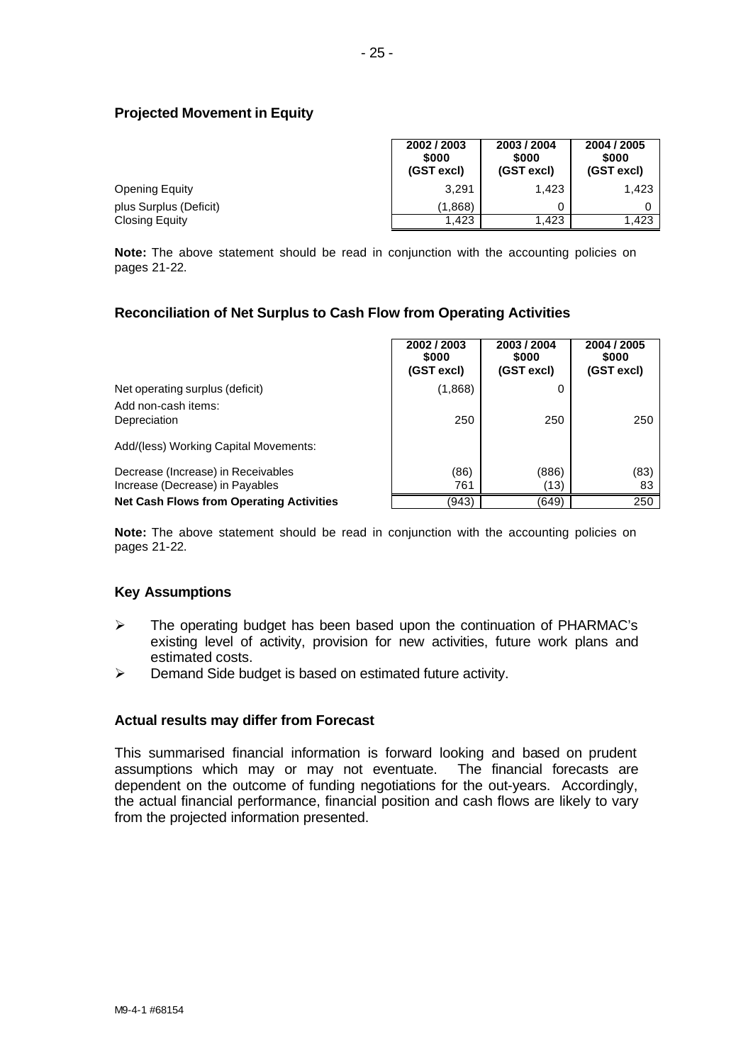### Projected Movement in Equity

| | 2002 / 2003 \$000 (GST excl) | 2003 / 2004 \$000 (GST excl) | 2004 / 2005 \$000 (GST excl) |
|---|---|---|---|
| Opening Equity | 3,291 | 1,423 | 1,423 |
| plus Surplus (Deficit) | (1,868) | 0 | 0 |
| Closing Equity | 1,423 | 1,423 | 1,423 |

**Note:** The above statement should be read in conjunction with the accounting policies on pages 21-22.

### Reconciliation of Net Surplus to Cash Flow from Operating Activities

| | 2002 / 2003 \$000 (GST excl) | 2003 / 2004 \$000 (GST excl) | 2004 / 2005 \$000 (GST excl) |
|---|---|---|---|
| Net operating surplus (deficit) | (1,868) | 0 | |
| Add non-cash items: | | | |
| Depreciation | 250 | 250 | 250 |
| Add/(less) Working Capital Movements: | | | |
| Decrease (Increase) in Receivables | (86) | (886) | (83) |
| Increase (Decrease) in Payables | 761 | (13) | 83 |
| **Net Cash Flows from Operating Activities** | (943) | (649) | 250 |

**Note:** The above statement should be read in conjunction with the accounting policies on pages 21-22.

### Key Assumptions

- The operating budget has been based upon the continuation of PHARMAC's existing level of activity, provision for new activities, future work plans and estimated costs.
- Demand Side budget is based on estimated future activity.

### Actual results may differ from Forecast

This summarised financial information is forward looking and based on prudent assumptions which may or may not eventuate. The financial forecasts are dependent on the outcome of funding negotiations for the out-years. Accordingly, the actual financial performance, financial position and cash flows are likely to vary from the projected information presented.

M9-4-1 #68154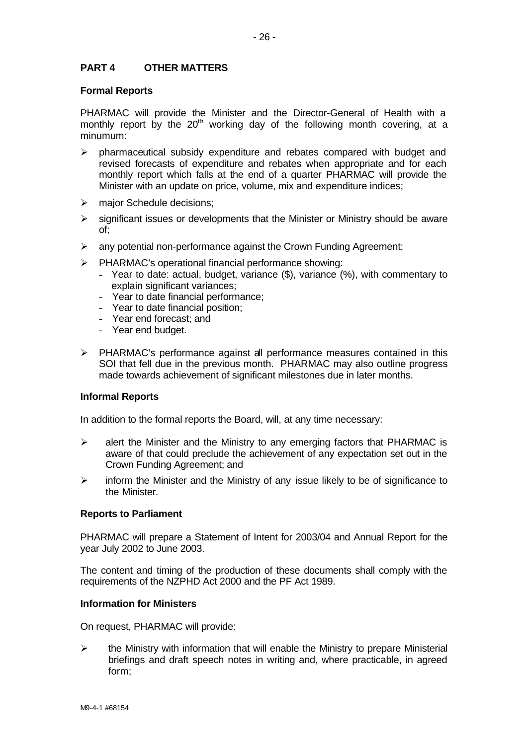## PART 4 OTHER MATTERS

### Formal Reports

PHARMAC will provide the Minister and the Director-General of Health with a monthly report by the 20th working day of the following month covering, at a minumum:

- pharmaceutical subsidy expenditure and rebates compared with budget and revised forecasts of expenditure and rebates when appropriate and for each monthly report which falls at the end of a quarter PHARMAC will provide the Minister with an update on price, volume, mix and expenditure indices;
- major Schedule decisions;
- significant issues or developments that the Minister or Ministry should be aware of;
- any potential non-performance against the Crown Funding Agreement;
- PHARMAC's operational financial performance showing:
  - Year to date: actual, budget, variance ($), variance (%), with commentary to explain significant variances;
  - Year to date financial performance;
  - Year to date financial position;
  - Year end forecast; and
  - Year end budget.
- PHARMAC's performance against all performance measures contained in this SOI that fell due in the previous month. PHARMAC may also outline progress made towards achievement of significant milestones due in later months.

### Informal Reports

In addition to the formal reports the Board, will, at any time necessary:

- alert the Minister and the Ministry to any emerging factors that PHARMAC is aware of that could preclude the achievement of any expectation set out in the Crown Funding Agreement; and
- inform the Minister and the Ministry of any issue likely to be of significance to the Minister.

### Reports to Parliament

PHARMAC will prepare a Statement of Intent for 2003/04 and Annual Report for the year July 2002 to June 2003.

The content and timing of the production of these documents shall comply with the requirements of the NZPHD Act 2000 and the PF Act 1989.

### Information for Ministers

On request, PHARMAC will provide:

- the Ministry with information that will enable the Ministry to prepare Ministerial briefings and draft speech notes in writing and, where practicable, in agreed form;

M9-4-1 #68154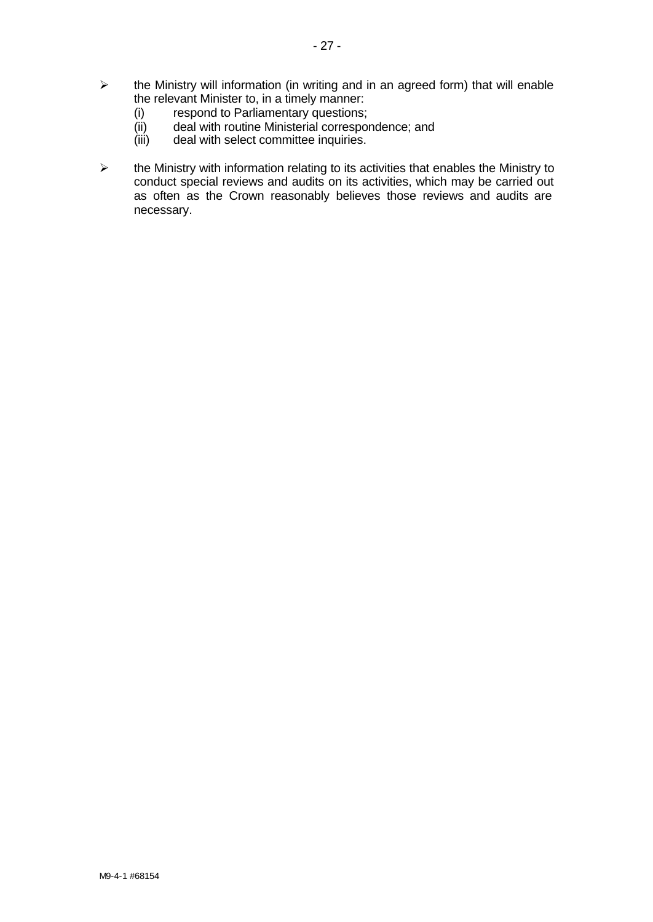- the Ministry will information (in writing and in an agreed form) that will enable the relevant Minister to, in a timely manner:
  - (i) respond to Parliamentary questions;
  - (ii) deal with routine Ministerial correspondence; and
  - (iii) deal with select committee inquiries.
- the Ministry with information relating to its activities that enables the Ministry to conduct special reviews and audits on its activities, which may be carried out as often as the Crown reasonably believes those reviews and audits are necessary.

M9-4-1 #68154